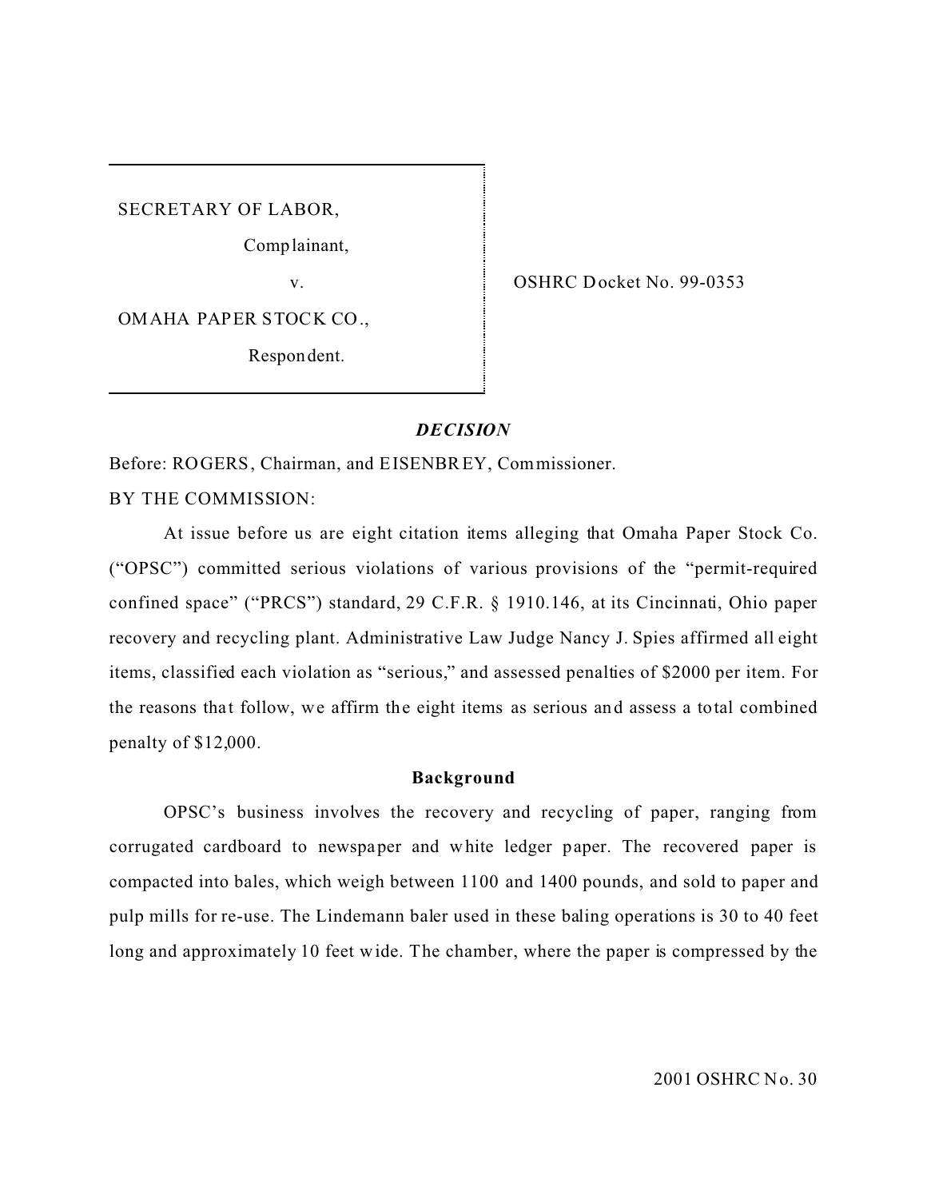SECRETARY OF LABOR,

Complainant,

v.

OMAHA PAPER STOCK CO.,

Respondent.

OSHRC Docket No. 99-0353

## *DECISION*

Before: ROGERS, Chairman, and EISENBREY, Commissioner.

BY THE COMMISSION:

At issue before us are eight citation items alleging that Omaha Paper Stock Co. ("OPSC") committed serious violations of various provisions of the "permit-required confined space" ("PRCS") standard, 29 C.F.R. § 1910.146, at its Cincinnati, Ohio paper recovery and recycling plant. Administrative Law Judge Nancy J. Spies affirmed all eight items, classified each violation as "serious," and assessed penalties of $2000 per item. For the reasons that follow, we affirm the eight items as serious and assess a total combined penalty of $12,000.

### Background

OPSC's business involves the recovery and recycling of paper, ranging from corrugated cardboard to newspaper and white ledger paper. The recovered paper is compacted into bales, which weigh between 1100 and 1400 pounds, and sold to paper and pulp mills for re-use. The Lindemann baler used in these baling operations is 30 to 40 feet long and approximately 10 feet wide. The chamber, where the paper is compressed by the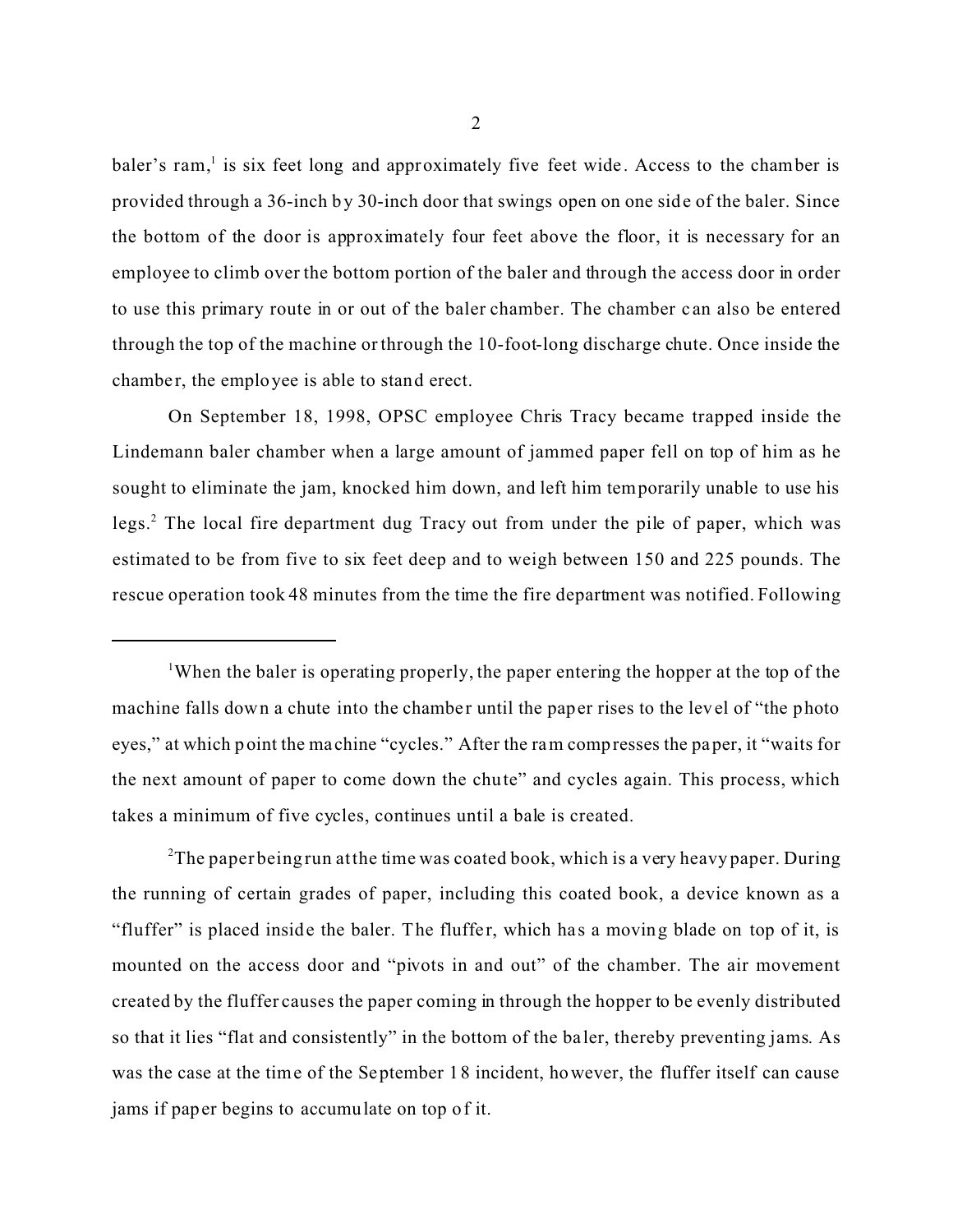baler's ram,[1] is six feet long and approximately five feet wide. Access to the chamber is provided through a 36-inch by 30-inch door that swings open on one side of the baler. Since the bottom of the door is approximately four feet above the floor, it is necessary for an employee to climb over the bottom portion of the baler and through the access door in order to use this primary route in or out of the baler chamber. The chamber can also be entered through the top of the machine or through the 10-foot-long discharge chute. Once inside the chamber, the employee is able to stand erect.

On September 18, 1998, OPSC employee Chris Tracy became trapped inside the Lindemann baler chamber when a large amount of jammed paper fell on top of him as he sought to eliminate the jam, knocked him down, and left him temporarily unable to use his legs.[2] The local fire department dug Tracy out from under the pile of paper, which was estimated to be from five to six feet deep and to weigh between 150 and 225 pounds. The rescue operation took 48 minutes from the time the fire department was notified. Following

---

[1]When the baler is operating properly, the paper entering the hopper at the top of the machine falls down a chute into the chamber until the paper rises to the level of "the photo eyes," at which point the machine "cycles." After the ram compresses the paper, it "waits for the next amount of paper to come down the chute" and cycles again. This process, which takes a minimum of five cycles, continues until a bale is created.

[2]The paper being run at the time was coated book, which is a very heavy paper. During the running of certain grades of paper, including this coated book, a device known as a "fluffer" is placed inside the baler. The fluffer, which has a moving blade on top of it, is mounted on the access door and "pivots in and out" of the chamber. The air movement created by the fluffer causes the paper coming in through the hopper to be evenly distributed so that it lies "flat and consistently" in the bottom of the baler, thereby preventing jams. As was the case at the time of the September 18 incident, however, the fluffer itself can cause jams if paper begins to accumulate on top of it.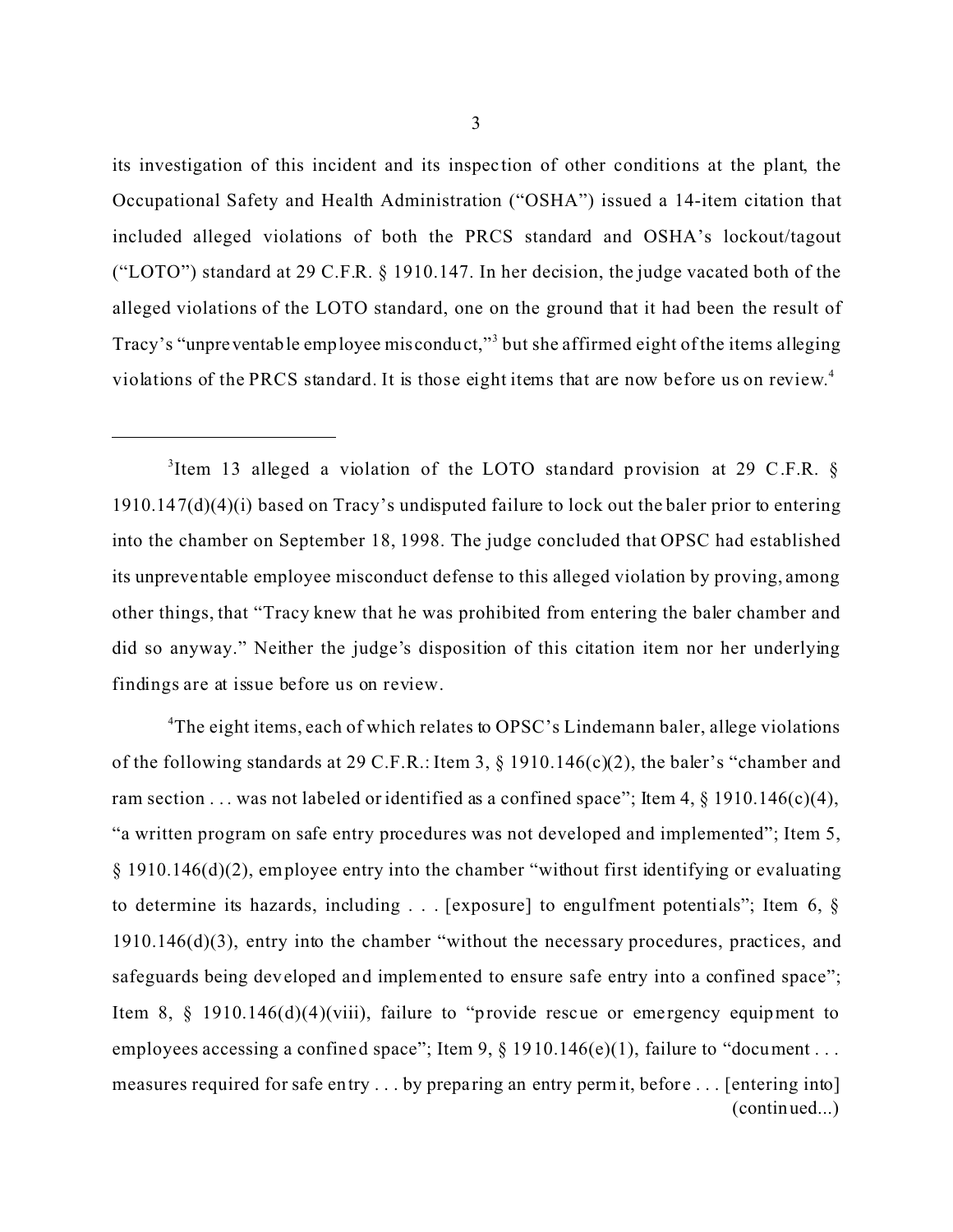its investigation of this incident and its inspection of other conditions at the plant, the Occupational Safety and Health Administration ("OSHA") issued a 14-item citation that included alleged violations of both the PRCS standard and OSHA's lockout/tagout ("LOTO") standard at 29 C.F.R. § 1910.147. In her decision, the judge vacated both of the alleged violations of the LOTO standard, one on the ground that it had been the result of Tracy's "unpreventable employee misconduct,"[3] but she affirmed eight of the items alleging violations of the PRCS standard. It is those eight items that are now before us on review.[4]

---

[3]Item 13 alleged a violation of the LOTO standard provision at 29 C.F.R. § 1910.147(d)(4)(i) based on Tracy's undisputed failure to lock out the baler prior to entering into the chamber on September 18, 1998. The judge concluded that OPSC had established its unpreventable employee misconduct defense to this alleged violation by proving, among other things, that "Tracy knew that he was prohibited from entering the baler chamber and did so anyway." Neither the judge's disposition of this citation item nor her underlying findings are at issue before us on review.

[4]The eight items, each of which relates to OPSC's Lindemann baler, allege violations of the following standards at 29 C.F.R.: Item 3, § 1910.146(c)(2), the baler's "chamber and ram section . . . was not labeled or identified as a confined space"; Item 4, § 1910.146(c)(4), "a written program on safe entry procedures was not developed and implemented"; Item 5, § 1910.146(d)(2), employee entry into the chamber "without first identifying or evaluating to determine its hazards, including . . . [exposure] to engulfment potentials"; Item 6, § 1910.146(d)(3), entry into the chamber "without the necessary procedures, practices, and safeguards being developed and implemented to ensure safe entry into a confined space"; Item 8, § 1910.146(d)(4)(viii), failure to "provide rescue or emergency equipment to employees accessing a confined space"; Item 9, § 1910.146(e)(1), failure to "document . . . measures required for safe entry . . . by preparing an entry permit, before . . . [entering into] (continued...)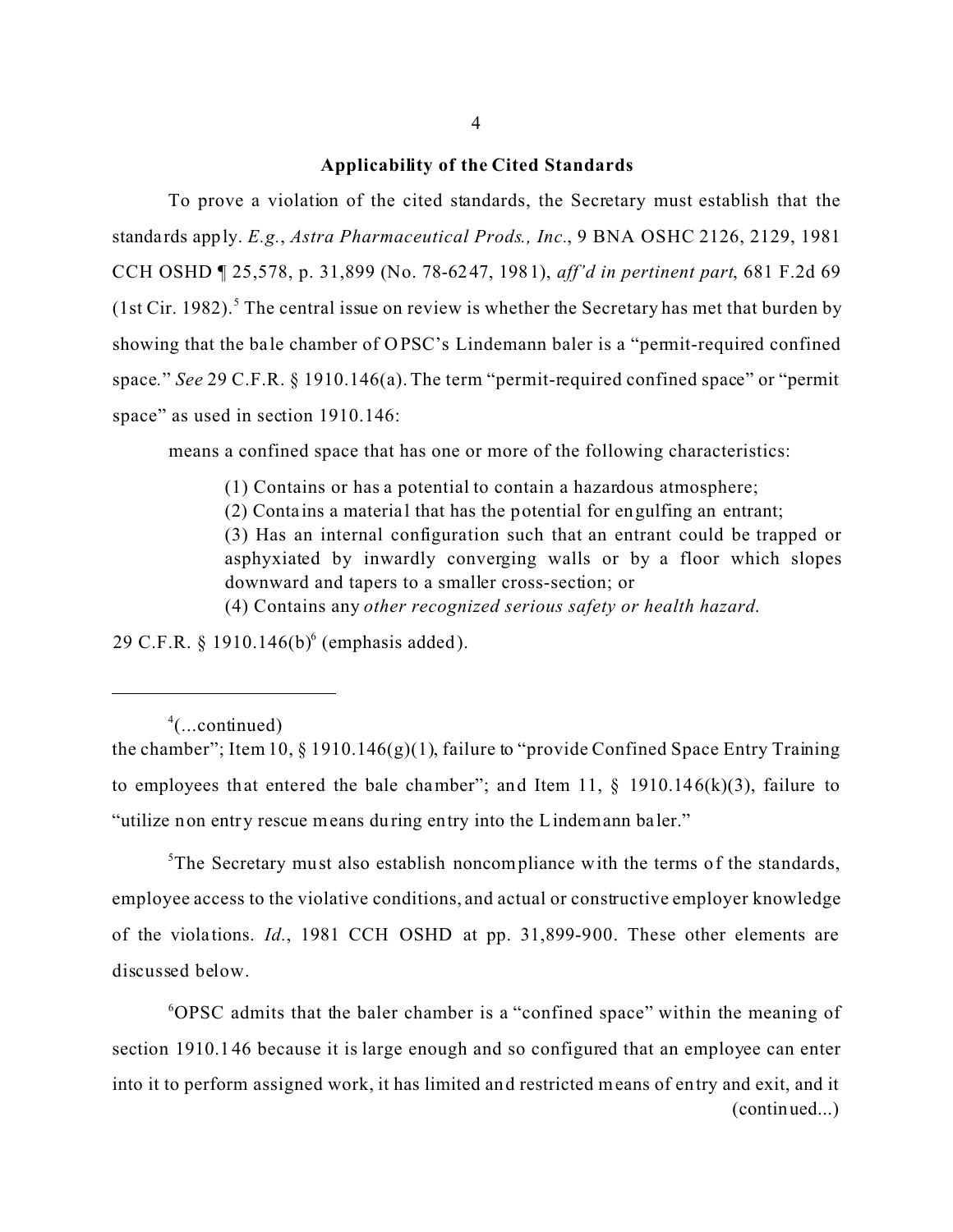### Applicability of the Cited Standards

To prove a violation of the cited standards, the Secretary must establish that the standards apply. *E.g.*, *Astra Pharmaceutical Prods., Inc*., 9 BNA OSHC 2126, 2129, 1981 CCH OSHD ¶ 25,578, p. 31,899 (No. 78-6247, 1981), *aff'd in pertinent part*, 681 F.2d 69 (1st Cir. 1982).[5] The central issue on review is whether the Secretary has met that burden by showing that the bale chamber of OPSC's Lindemann baler is a "permit-required confined space." *See* 29 C.F.R. § 1910.146(a). The term "permit-required confined space" or "permit space" as used in section 1910.146:

> means a confined space that has one or more of the following characteristics:
>
> (1) Contains or has a potential to contain a hazardous atmosphere;
> (2) Contains a material that has the potential for engulfing an entrant;
> (3) Has an internal configuration such that an entrant could be trapped or asphyxiated by inwardly converging walls or by a floor which slopes downward and tapers to a smaller cross-section; or
> (4) Contains any *other recognized serious safety or health hazard.*

29 C.F.R. § 1910.146(b)[6] (emphasis added).

---

[4](...continued) the chamber"; Item 10, § 1910.146(g)(1), failure to "provide Confined Space Entry Training to employees that entered the bale chamber"; and Item 11, § 1910.146(k)(3), failure to "utilize non entry rescue means during entry into the Lindemann baler."

[5]The Secretary must also establish noncompliance with the terms of the standards, employee access to the violative conditions, and actual or constructive employer knowledge of the violations. *Id.*, 1981 CCH OSHD at pp. 31,899-900. These other elements are discussed below.

[6]OPSC admits that the baler chamber is a "confined space" within the meaning of section 1910.146 because it is large enough and so configured that an employee can enter into it to perform assigned work, it has limited and restricted means of entry and exit, and it (continued...)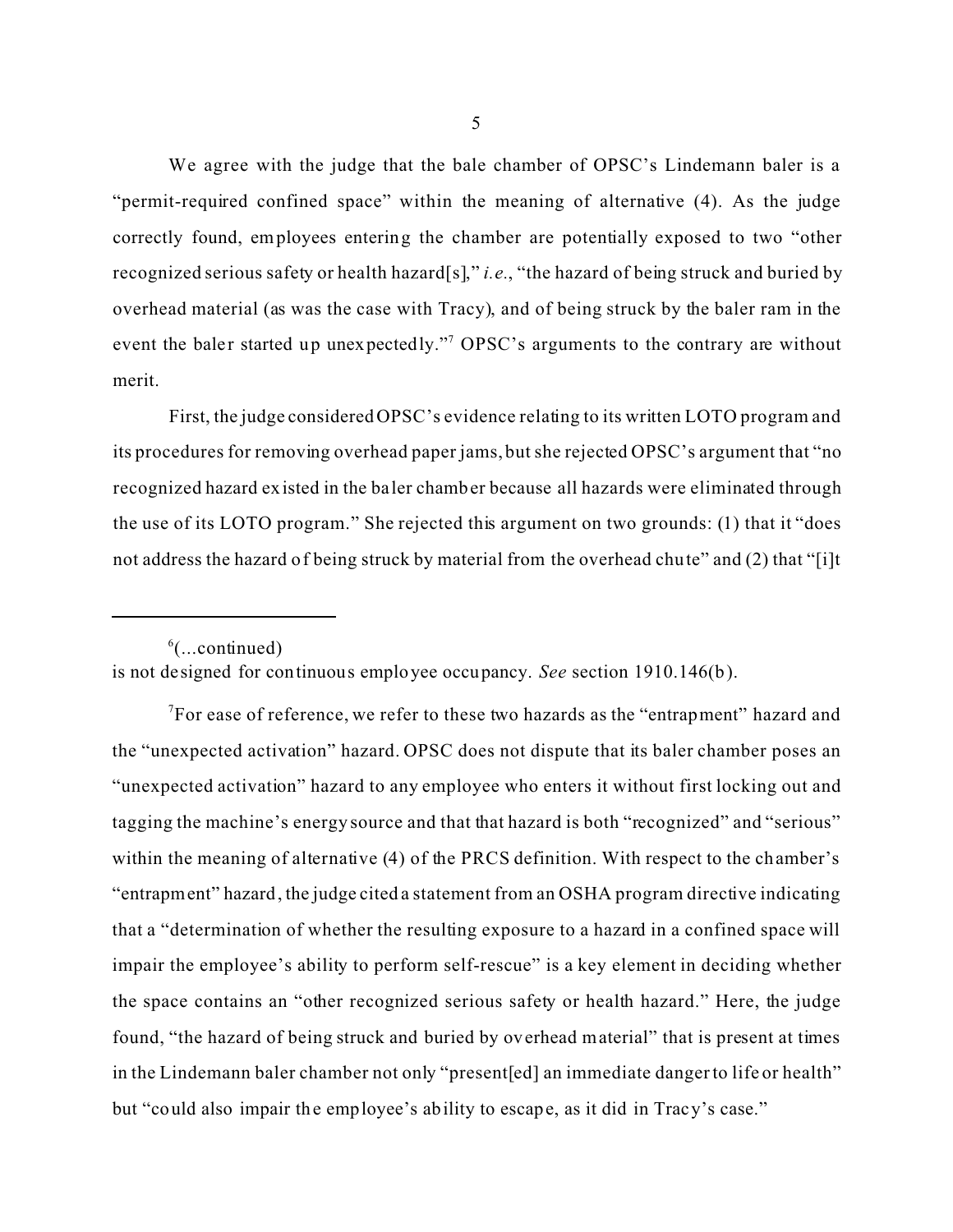We agree with the judge that the bale chamber of OPSC's Lindemann baler is a "permit-required confined space" within the meaning of alternative (4). As the judge correctly found, employees entering the chamber are potentially exposed to two "other recognized serious safety or health hazard[s]," *i.e.*, "the hazard of being struck and buried by overhead material (as was the case with Tracy), and of being struck by the baler ram in the event the baler started up unexpectedly."[7] OPSC's arguments to the contrary are without merit.

First, the judge considered OPSC's evidence relating to its written LOTO program and its procedures for removing overhead paper jams, but she rejected OPSC's argument that "no recognized hazard existed in the baler chamber because all hazards were eliminated through the use of its LOTO program." She rejected this argument on two grounds: (1) that it "does not address the hazard of being struck by material from the overhead chute" and (2) that "[i]t

---

[6](...continued)
is not designed for continuous employee occupancy. *See* section 1910.146(b).

[7]For ease of reference, we refer to these two hazards as the "entrapment" hazard and the "unexpected activation" hazard. OPSC does not dispute that its baler chamber poses an "unexpected activation" hazard to any employee who enters it without first locking out and tagging the machine's energy source and that that hazard is both "recognized" and "serious" within the meaning of alternative (4) of the PRCS definition. With respect to the chamber's "entrapment" hazard, the judge cited a statement from an OSHA program directive indicating that a "determination of whether the resulting exposure to a hazard in a confined space will impair the employee's ability to perform self-rescue" is a key element in deciding whether the space contains an "other recognized serious safety or health hazard." Here, the judge found, "the hazard of being struck and buried by overhead material" that is present at times in the Lindemann baler chamber not only "present[ed] an immediate danger to life or health" but "could also impair the employee's ability to escape, as it did in Tracy's case."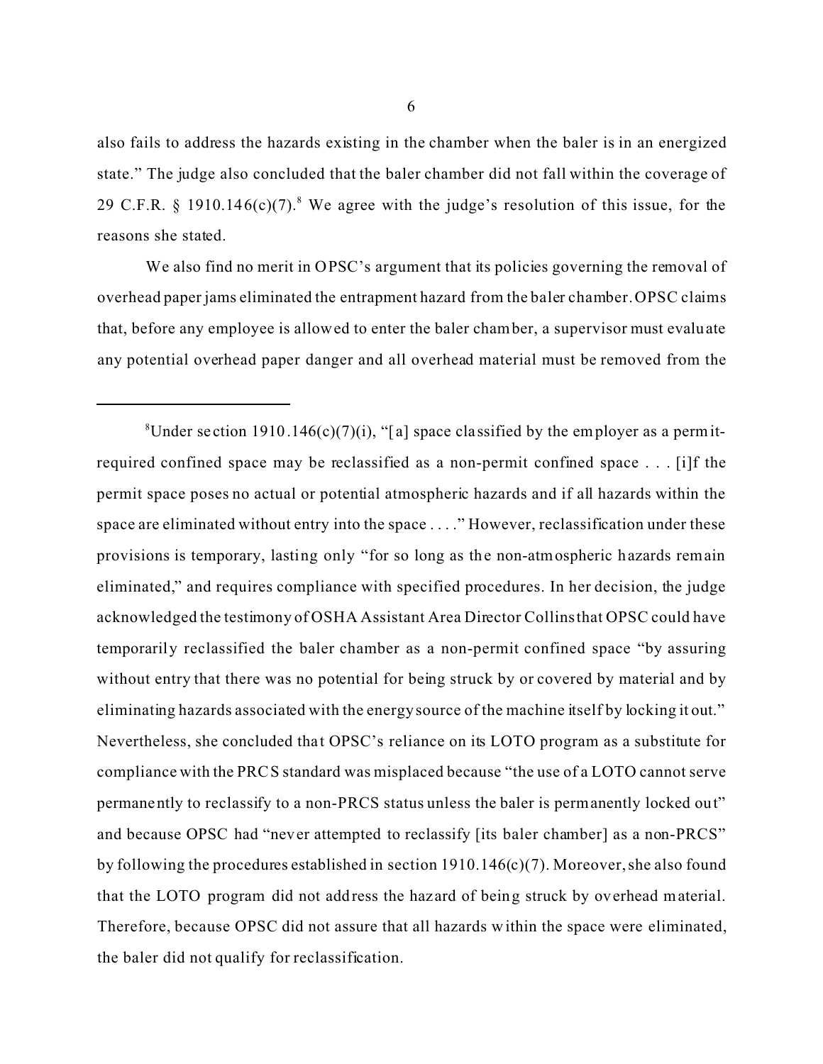also fails to address the hazards existing in the chamber when the baler is in an energized state." The judge also concluded that the baler chamber did not fall within the coverage of 29 C.F.R. § 1910.146(c)(7).[8] We agree with the judge's resolution of this issue, for the reasons she stated.

We also find no merit in OPSC's argument that its policies governing the removal of overhead paper jams eliminated the entrapment hazard from the baler chamber. OPSC claims that, before any employee is allowed to enter the baler chamber, a supervisor must evaluate any potential overhead paper danger and all overhead material must be removed from the

---

[8]Under section 1910.146(c)(7)(i), "[a] space classified by the employer as a permit-required confined space may be reclassified as a non-permit confined space . . . [i]f the permit space poses no actual or potential atmospheric hazards and if all hazards within the space are eliminated without entry into the space . . . ." However, reclassification under these provisions is temporary, lasting only "for so long as the non-atmospheric hazards remain eliminated," and requires compliance with specified procedures. In her decision, the judge acknowledged the testimony of OSHA Assistant Area Director Collins that OPSC could have temporarily reclassified the baler chamber as a non-permit confined space "by assuring without entry that there was no potential for being struck by or covered by material and by eliminating hazards associated with the energy source of the machine itself by locking it out." Nevertheless, she concluded that OPSC's reliance on its LOTO program as a substitute for compliance with the PRCS standard was misplaced because "the use of a LOTO cannot serve permanently to reclassify to a non-PRCS status unless the baler is permanently locked out" and because OPSC had "never attempted to reclassify [its baler chamber] as a non-PRCS" by following the procedures established in section 1910.146(c)(7). Moreover, she also found that the LOTO program did not address the hazard of being struck by overhead material. Therefore, because OPSC did not assure that all hazards within the space were eliminated, the baler did not qualify for reclassification.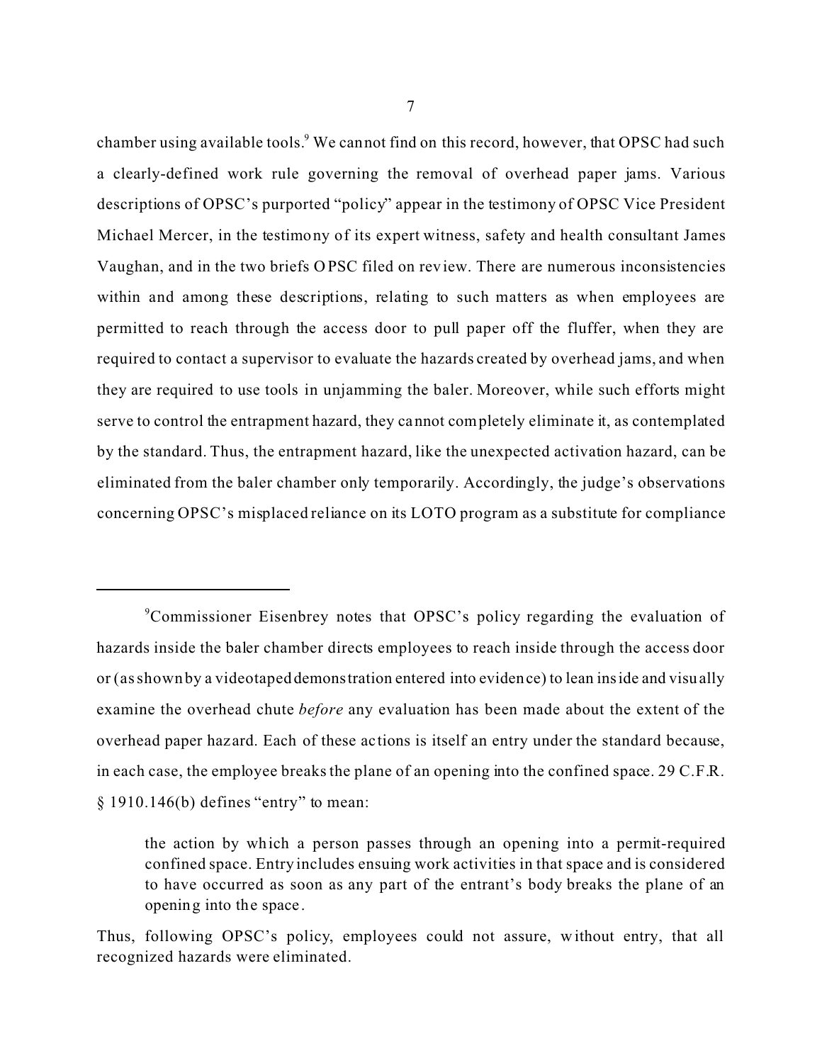chamber using available tools.[9] We cannot find on this record, however, that OPSC had such a clearly-defined work rule governing the removal of overhead paper jams. Various descriptions of OPSC's purported "policy" appear in the testimony of OPSC Vice President Michael Mercer, in the testimony of its expert witness, safety and health consultant James Vaughan, and in the two briefs OPSC filed on review. There are numerous inconsistencies within and among these descriptions, relating to such matters as when employees are permitted to reach through the access door to pull paper off the fluffer, when they are required to contact a supervisor to evaluate the hazards created by overhead jams, and when they are required to use tools in unjamming the baler. Moreover, while such efforts might serve to control the entrapment hazard, they cannot completely eliminate it, as contemplated by the standard. Thus, the entrapment hazard, like the unexpected activation hazard, can be eliminated from the baler chamber only temporarily. Accordingly, the judge's observations concerning OPSC's misplaced reliance on its LOTO program as a substitute for compliance

---

[9]Commissioner Eisenbrey notes that OPSC's policy regarding the evaluation of hazards inside the baler chamber directs employees to reach inside through the access door or (as shown by a videotaped demonstration entered into evidence) to lean inside and visually examine the overhead chute *before* any evaluation has been made about the extent of the overhead paper hazard. Each of these actions is itself an entry under the standard because, in each case, the employee breaks the plane of an opening into the confined space. 29 C.F.R. § 1910.146(b) defines "entry" to mean:

> the action by which a person passes through an opening into a permit-required confined space. Entry includes ensuing work activities in that space and is considered to have occurred as soon as any part of the entrant's body breaks the plane of an opening into the space.

Thus, following OPSC's policy, employees could not assure, without entry, that all recognized hazards were eliminated.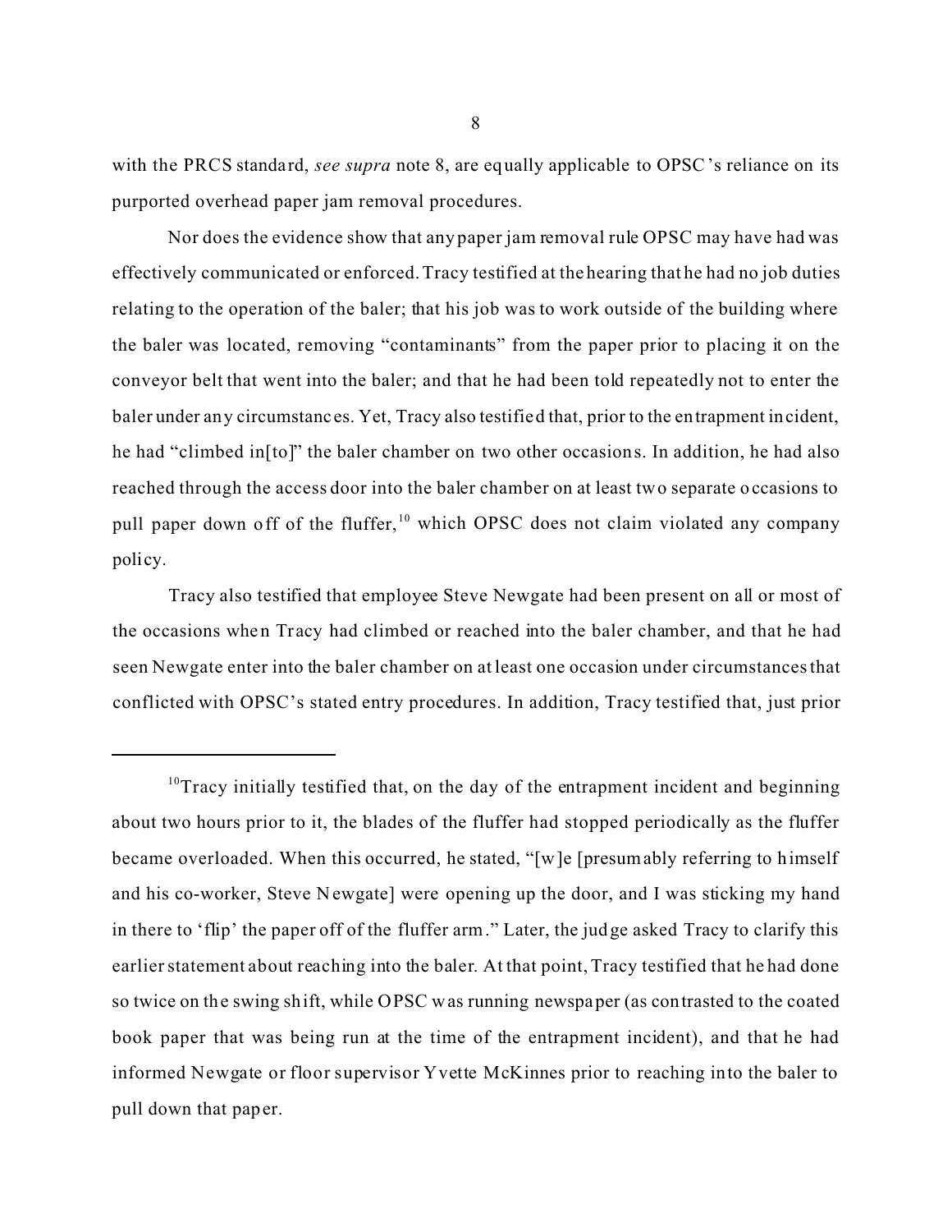with the PRCS standard, *see supra* note 8, are equally applicable to OPSC's reliance on its purported overhead paper jam removal procedures.

Nor does the evidence show that any paper jam removal rule OPSC may have had was effectively communicated or enforced. Tracy testified at the hearing that he had no job duties relating to the operation of the baler; that his job was to work outside of the building where the baler was located, removing "contaminants" from the paper prior to placing it on the conveyor belt that went into the baler; and that he had been told repeatedly not to enter the baler under any circumstances. Yet, Tracy also testified that, prior to the entrapment incident, he had "climbed in[to]" the baler chamber on two other occasions. In addition, he had also reached through the access door into the baler chamber on at least two separate occasions to pull paper down off of the fluffer,[10] which OPSC does not claim violated any company policy.

Tracy also testified that employee Steve Newgate had been present on all or most of the occasions when Tracy had climbed or reached into the baler chamber, and that he had seen Newgate enter into the baler chamber on at least one occasion under circumstances that conflicted with OPSC's stated entry procedures. In addition, Tracy testified that, just prior

---

[10] Tracy initially testified that, on the day of the entrapment incident and beginning about two hours prior to it, the blades of the fluffer had stopped periodically as the fluffer became overloaded. When this occurred, he stated, "[w]e [presumably referring to himself and his co-worker, Steve Newgate] were opening up the door, and I was sticking my hand in there to 'flip' the paper off of the fluffer arm." Later, the judge asked Tracy to clarify this earlier statement about reaching into the baler. At that point, Tracy testified that he had done so twice on the swing shift, while OPSC was running newspaper (as contrasted to the coated book paper that was being run at the time of the entrapment incident), and that he had informed Newgate or floor supervisor Yvette McKinnes prior to reaching into the baler to pull down that paper.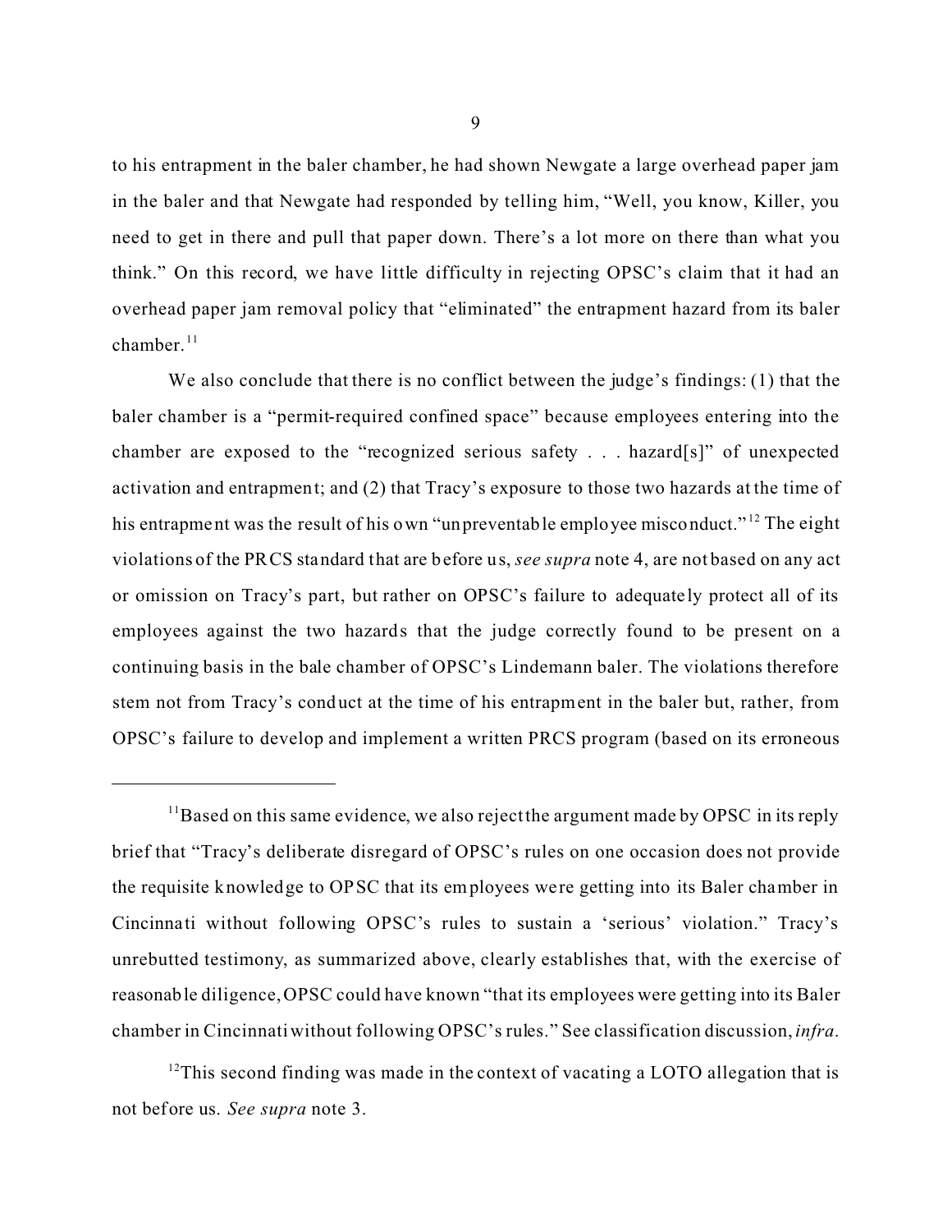to his entrapment in the baler chamber, he had shown Newgate a large overhead paper jam in the baler and that Newgate had responded by telling him, "Well, you know, Killer, you need to get in there and pull that paper down. There's a lot more on there than what you think." On this record, we have little difficulty in rejecting OPSC's claim that it had an overhead paper jam removal policy that "eliminated" the entrapment hazard from its baler chamber.[11]

We also conclude that there is no conflict between the judge's findings: (1) that the baler chamber is a "permit-required confined space" because employees entering into the chamber are exposed to the "recognized serious safety . . . hazard[s]" of unexpected activation and entrapment; and (2) that Tracy's exposure to those two hazards at the time of his entrapment was the result of his own "unpreventable employee misconduct."[12] The eight violations of the PRCS standard that are before us, *see supra* note 4, are not based on any act or omission on Tracy's part, but rather on OPSC's failure to adequately protect all of its employees against the two hazards that the judge correctly found to be present on a continuing basis in the bale chamber of OPSC's Lindemann baler. The violations therefore stem not from Tracy's conduct at the time of his entrapment in the baler but, rather, from OPSC's failure to develop and implement a written PRCS program (based on its erroneous

---

[11]Based on this same evidence, we also reject the argument made by OPSC in its reply brief that "Tracy's deliberate disregard of OPSC's rules on one occasion does not provide the requisite knowledge to OPSC that its employees were getting into its Baler chamber in Cincinnati without following OPSC's rules to sustain a 'serious' violation." Tracy's unrebutted testimony, as summarized above, clearly establishes that, with the exercise of reasonable diligence, OPSC could have known "that its employees were getting into its Baler chamber in Cincinnati without following OPSC's rules." See classification discussion, *infra*.

[12]This second finding was made in the context of vacating a LOTO allegation that is not before us. *See supra* note 3.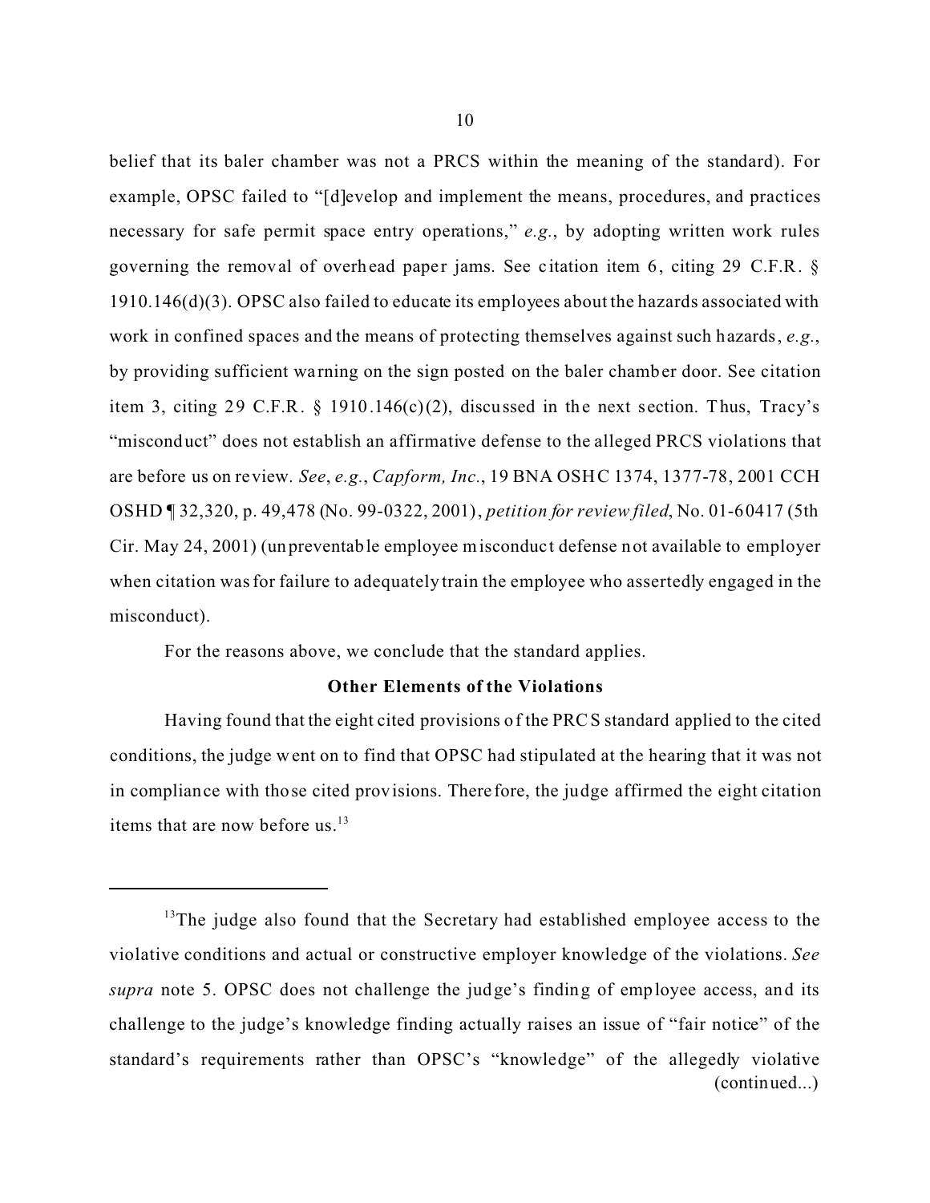belief that its baler chamber was not a PRCS within the meaning of the standard). For example, OPSC failed to "[d]evelop and implement the means, procedures, and practices necessary for safe permit space entry operations," *e.g.*, by adopting written work rules governing the removal of overhead paper jams. See citation item 6, citing 29 C.F.R. § 1910.146(d)(3). OPSC also failed to educate its employees about the hazards associated with work in confined spaces and the means of protecting themselves against such hazards, *e.g.*, by providing sufficient warning on the sign posted on the baler chamber door. See citation item 3, citing 29 C.F.R. § 1910.146(c)(2), discussed in the next section. Thus, Tracy's "misconduct" does not establish an affirmative defense to the alleged PRCS violations that are before us on review. *See*, *e.g.*, *Capform, Inc.*, 19 BNA OSHC 1374, 1377-78, 2001 CCH OSHD ¶ 32,320, p. 49,478 (No. 99-0322, 2001), *petition for review filed*, No. 01-60417 (5th Cir. May 24, 2001) (unpreventable employee misconduct defense not available to employer when citation was for failure to adequately train the employee who assertedly engaged in the misconduct).

For the reasons above, we conclude that the standard applies.

### Other Elements of the Violations

Having found that the eight cited provisions of the PRCS standard applied to the cited conditions, the judge went on to find that OPSC had stipulated at the hearing that it was not in compliance with those cited provisions. Therefore, the judge affirmed the eight citation items that are now before us.[13]

---

[13]The judge also found that the Secretary had established employee access to the violative conditions and actual or constructive employer knowledge of the violations. *See supra* note 5. OPSC does not challenge the judge's finding of employee access, and its challenge to the judge's knowledge finding actually raises an issue of "fair notice" of the standard's requirements rather than OPSC's "knowledge" of the allegedly violative (continued...)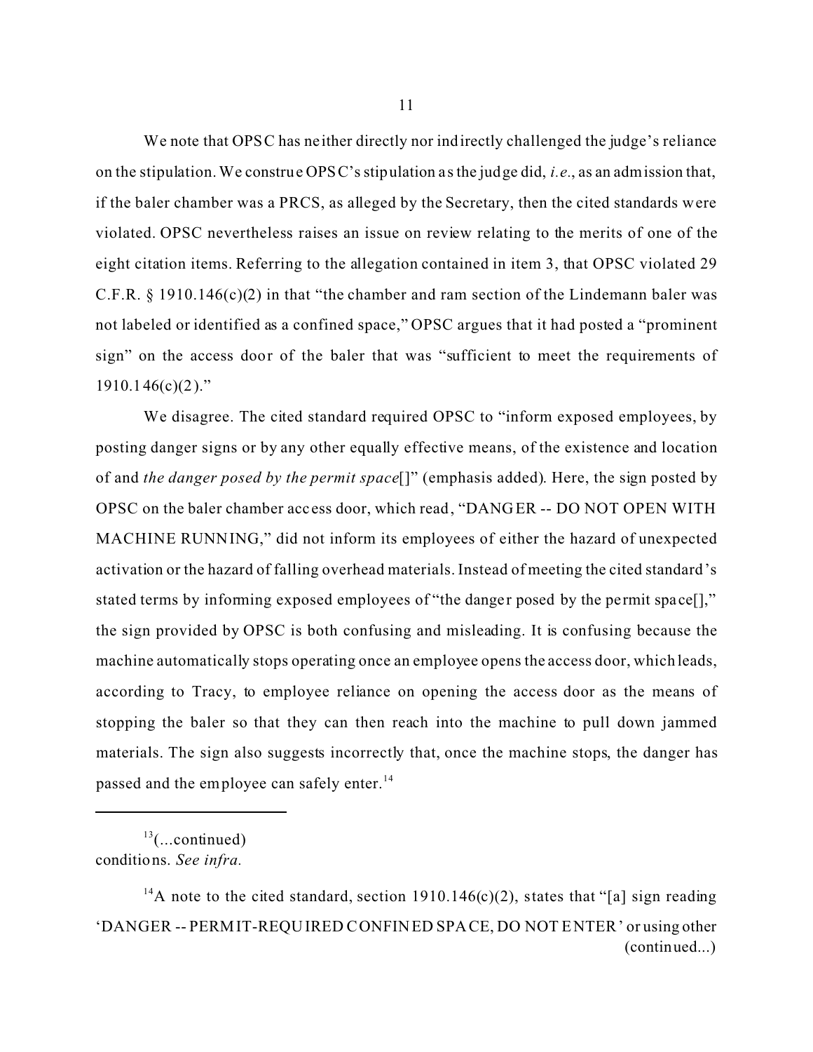We note that OPSC has neither directly nor indirectly challenged the judge's reliance on the stipulation. We construe OPSC's stipulation as the judge did, *i.e.*, as an admission that, if the baler chamber was a PRCS, as alleged by the Secretary, then the cited standards were violated. OPSC nevertheless raises an issue on review relating to the merits of one of the eight citation items. Referring to the allegation contained in item 3, that OPSC violated 29 C.F.R. § 1910.146(c)(2) in that "the chamber and ram section of the Lindemann baler was not labeled or identified as a confined space," OPSC argues that it had posted a "prominent sign" on the access door of the baler that was "sufficient to meet the requirements of 1910.146(c)(2)."

We disagree. The cited standard required OPSC to "inform exposed employees, by posting danger signs or by any other equally effective means, of the existence and location of and *the danger posed by the permit space*[]" (emphasis added). Here, the sign posted by OPSC on the baler chamber access door, which read, "DANGER -- DO NOT OPEN WITH MACHINE RUNNING," did not inform its employees of either the hazard of unexpected activation or the hazard of falling overhead materials. Instead of meeting the cited standard's stated terms by informing exposed employees of "the danger posed by the permit space[]," the sign provided by OPSC is both confusing and misleading. It is confusing because the machine automatically stops operating once an employee opens the access door, which leads, according to Tracy, to employee reliance on opening the access door as the means of stopping the baler so that they can then reach into the machine to pull down jammed materials. The sign also suggests incorrectly that, once the machine stops, the danger has passed and the employee can safely enter.[14]

---

[13](...continued) conditions. *See infra.*

[14]A note to the cited standard, section 1910.146(c)(2), states that "[a] sign reading 'DANGER -- PERMIT-REQUIRED CONFINED SPACE, DO NOT ENTER' or using other (continued...)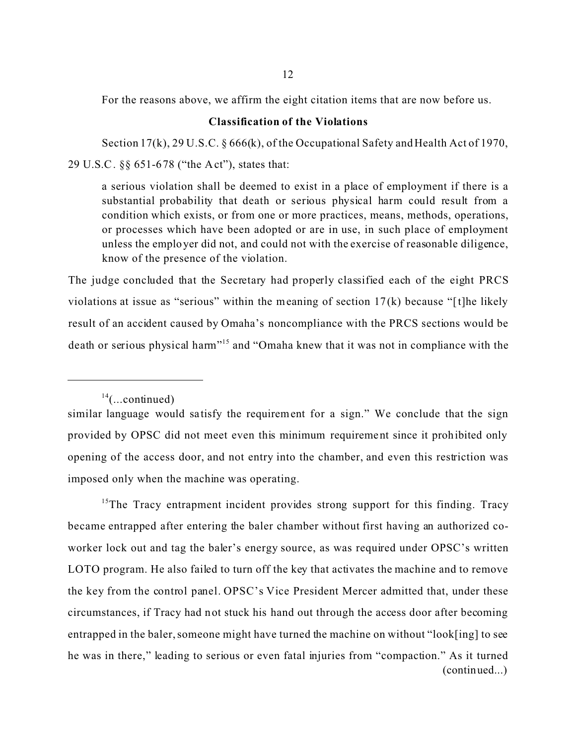For the reasons above, we affirm the eight citation items that are now before us.

**Classification of the Violations**

Section 17(k), 29 U.S.C. § 666(k), of the Occupational Safety and Health Act of 1970, 29 U.S.C. §§ 651-678 ("the Act"), states that:

> a serious violation shall be deemed to exist in a place of employment if there is a substantial probability that death or serious physical harm could result from a condition which exists, or from one or more practices, means, methods, operations, or processes which have been adopted or are in use, in such place of employment unless the employer did not, and could not with the exercise of reasonable diligence, know of the presence of the violation.

The judge concluded that the Secretary had properly classified each of the eight PRCS violations at issue as "serious" within the meaning of section 17(k) because "[t]he likely result of an accident caused by Omaha's noncompliance with the PRCS sections would be death or serious physical harm"[15] and "Omaha knew that it was not in compliance with the

---

[14](...continued)
similar language would satisfy the requirement for a sign." We conclude that the sign provided by OPSC did not meet even this minimum requirement since it prohibited only opening of the access door, and not entry into the chamber, and even this restriction was imposed only when the machine was operating.

[15]The Tracy entrapment incident provides strong support for this finding. Tracy became entrapped after entering the baler chamber without first having an authorized co-worker lock out and tag the baler's energy source, as was required under OPSC's written LOTO program. He also failed to turn off the key that activates the machine and to remove the key from the control panel. OPSC's Vice President Mercer admitted that, under these circumstances, if Tracy had not stuck his hand out through the access door after becoming entrapped in the baler, someone might have turned the machine on without "look[ing] to see he was in there," leading to serious or even fatal injuries from "compaction." As it turned (continued...)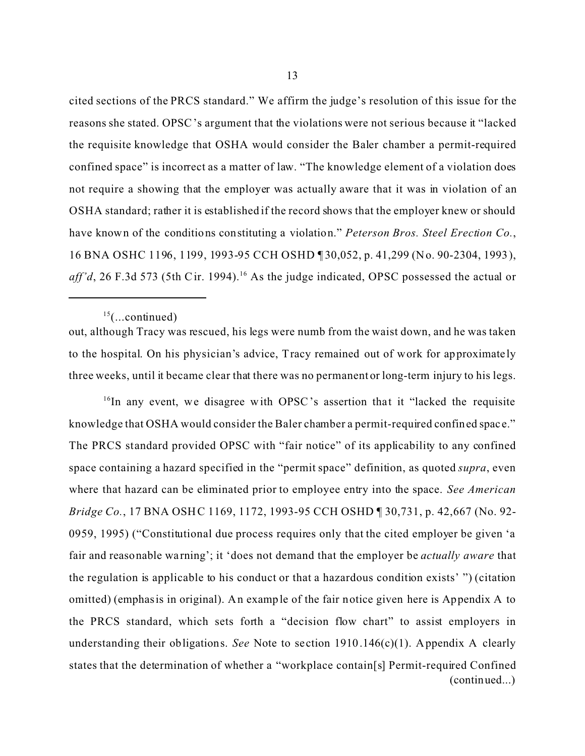cited sections of the PRCS standard." We affirm the judge's resolution of this issue for the reasons she stated. OPSC's argument that the violations were not serious because it "lacked the requisite knowledge that OSHA would consider the Baler chamber a permit-required confined space" is incorrect as a matter of law. "The knowledge element of a violation does not require a showing that the employer was actually aware that it was in violation of an OSHA standard; rather it is established if the record shows that the employer knew or should have known of the conditions constituting a violation." *Peterson Bros. Steel Erection Co.*, 16 BNA OSHC 1196, 1199, 1993-95 CCH OSHD ¶ 30,052, p. 41,299 (No. 90-2304, 1993), *aff'd*, 26 F.3d 573 (5th Cir. 1994).[16] As the judge indicated, OPSC possessed the actual or

---

[15](...continued)
out, although Tracy was rescued, his legs were numb from the waist down, and he was taken to the hospital. On his physician's advice, Tracy remained out of work for approximately three weeks, until it became clear that there was no permanent or long-term injury to his legs.

[16]In any event, we disagree with OPSC's assertion that it "lacked the requisite knowledge that OSHA would consider the Baler chamber a permit-required confined space." The PRCS standard provided OPSC with "fair notice" of its applicability to any confined space containing a hazard specified in the "permit space" definition, as quoted *supra*, even where that hazard can be eliminated prior to employee entry into the space. *See American Bridge Co.*, 17 BNA OSHC 1169, 1172, 1993-95 CCH OSHD ¶ 30,731, p. 42,667 (No. 92-0959, 1995) ("Constitutional due process requires only that the cited employer be given 'a fair and reasonable warning'; it 'does not demand that the employer be *actually aware* that the regulation is applicable to his conduct or that a hazardous condition exists' ") (citation omitted) (emphasis in original). An example of the fair notice given here is Appendix A to the PRCS standard, which sets forth a "decision flow chart" to assist employers in understanding their obligations. *See* Note to section 1910.146(c)(1). Appendix A clearly states that the determination of whether a "workplace contain[s] Permit-required Confined
(continued...)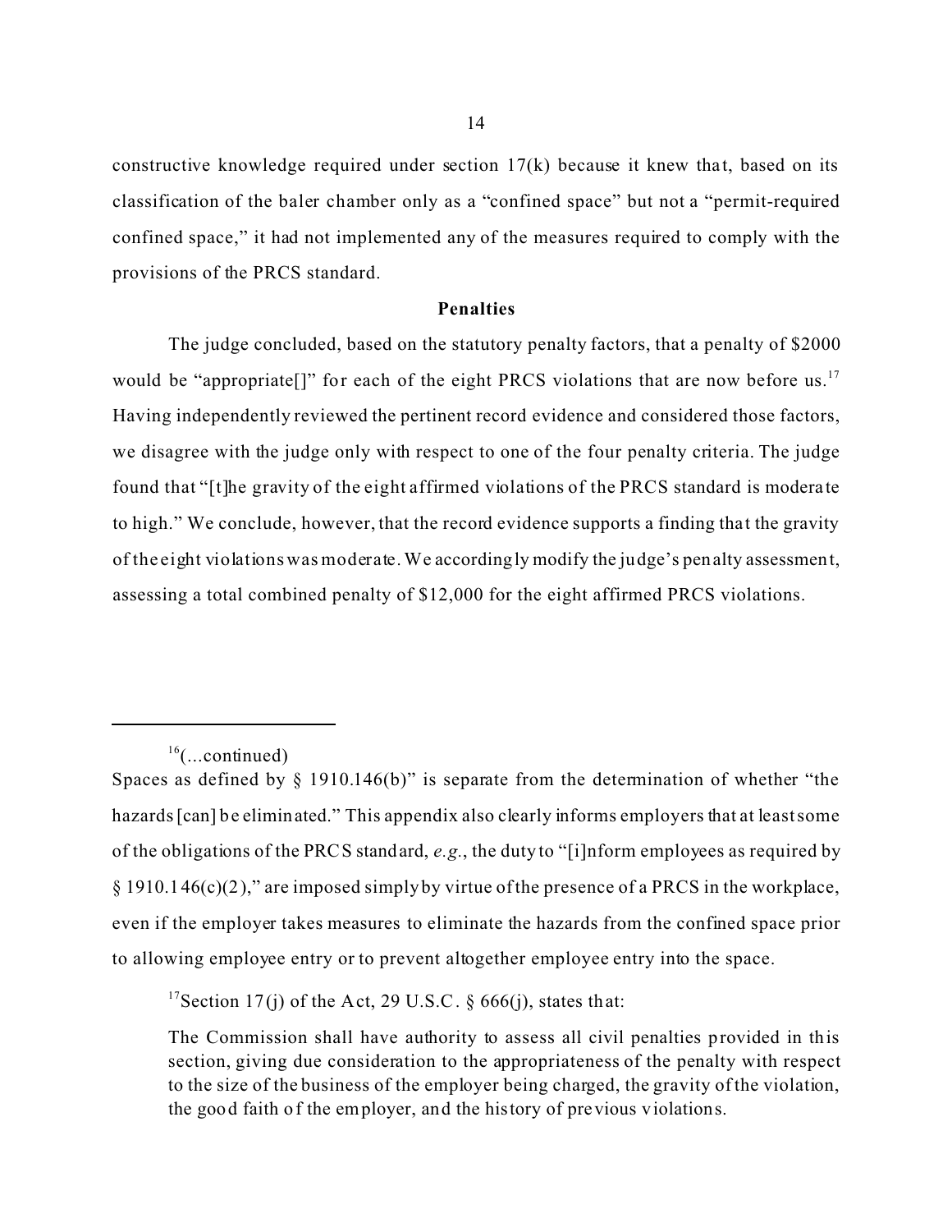constructive knowledge required under section 17(k) because it knew that, based on its classification of the baler chamber only as a "confined space" but not a "permit-required confined space," it had not implemented any of the measures required to comply with the provisions of the PRCS standard.

**Penalties**

The judge concluded, based on the statutory penalty factors, that a penalty of $2000 would be "appropriate[]" for each of the eight PRCS violations that are now before us.[17] Having independently reviewed the pertinent record evidence and considered those factors, we disagree with the judge only with respect to one of the four penalty criteria. The judge found that "[t]he gravity of the eight affirmed violations of the PRCS standard is moderate to high." We conclude, however, that the record evidence supports a finding that the gravity of the eight violations was moderate. We accordingly modify the judge's penalty assessment, assessing a total combined penalty of $12,000 for the eight affirmed PRCS violations.

---

[16](...continued)
Spaces as defined by § 1910.146(b)" is separate from the determination of whether "the hazards [can] be eliminated." This appendix also clearly informs employers that at least some of the obligations of the PRCS standard, *e.g.*, the duty to "[i]nform employees as required by § 1910.146(c)(2)," are imposed simply by virtue of the presence of a PRCS in the workplace, even if the employer takes measures to eliminate the hazards from the confined space prior to allowing employee entry or to prevent altogether employee entry into the space.

[17]Section 17(j) of the Act, 29 U.S.C. § 666(j), states that:

> The Commission shall have authority to assess all civil penalties provided in this section, giving due consideration to the appropriateness of the penalty with respect to the size of the business of the employer being charged, the gravity of the violation, the good faith of the employer, and the history of previous violations.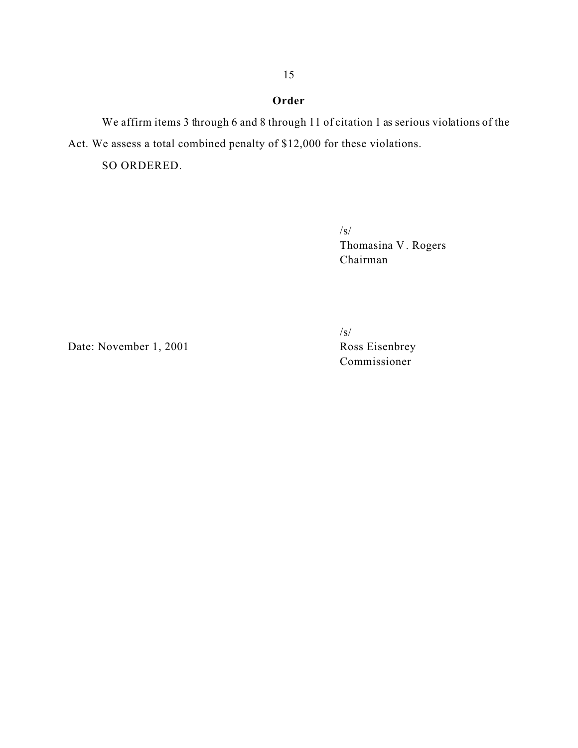## Order

We affirm items 3 through 6 and 8 through 11 of citation 1 as serious violations of the Act. We assess a total combined penalty of $12,000 for these violations.

SO ORDERED.

/s/
Thomasina V. Rogers
Chairman

/s/
Ross Eisenbrey
Commissioner

Date: November 1, 2001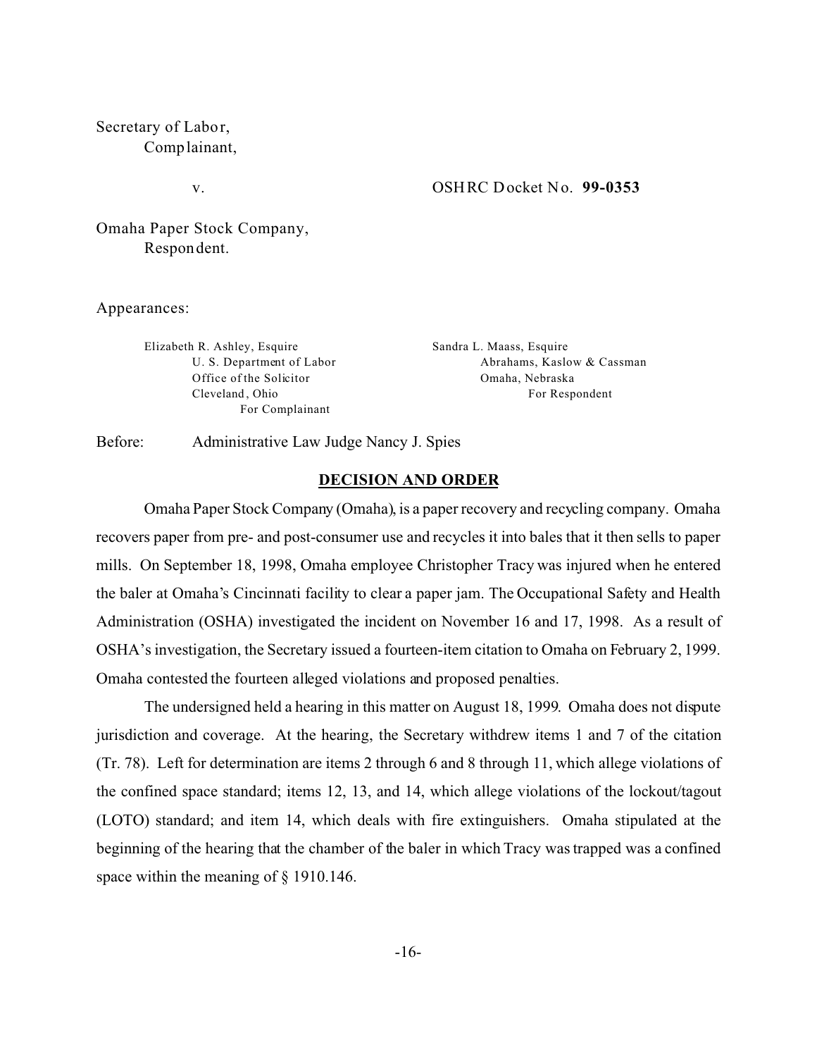Secretary of Labor,
Complainant,

v. OSHRC Docket No. **99-0353**

Omaha Paper Stock Company,
Respondent.

Appearances:

| | |
|---|---|
| Elizabeth R. Ashley, Esquire | Sandra L. Maass, Esquire |
| U. S. Department of Labor | Abrahams, Kaslow & Cassman |
| Office of the Solicitor | Omaha, Nebraska |
| Cleveland, Ohio | For Respondent |
| For Complainant | |

Before: Administrative Law Judge Nancy J. Spies

## DECISION AND ORDER

Omaha Paper Stock Company (Omaha), is a paper recovery and recycling company. Omaha recovers paper from pre- and post-consumer use and recycles it into bales that it then sells to paper mills. On September 18, 1998, Omaha employee Christopher Tracy was injured when he entered the baler at Omaha's Cincinnati facility to clear a paper jam. The Occupational Safety and Health Administration (OSHA) investigated the incident on November 16 and 17, 1998. As a result of OSHA's investigation, the Secretary issued a fourteen-item citation to Omaha on February 2, 1999. Omaha contested the fourteen alleged violations and proposed penalties.

The undersigned held a hearing in this matter on August 18, 1999. Omaha does not dispute jurisdiction and coverage. At the hearing, the Secretary withdrew items 1 and 7 of the citation (Tr. 78). Left for determination are items 2 through 6 and 8 through 11, which allege violations of the confined space standard; items 12, 13, and 14, which allege violations of the lockout/tagout (LOTO) standard; and item 14, which deals with fire extinguishers. Omaha stipulated at the beginning of the hearing that the chamber of the baler in which Tracy was trapped was a confined space within the meaning of § 1910.146.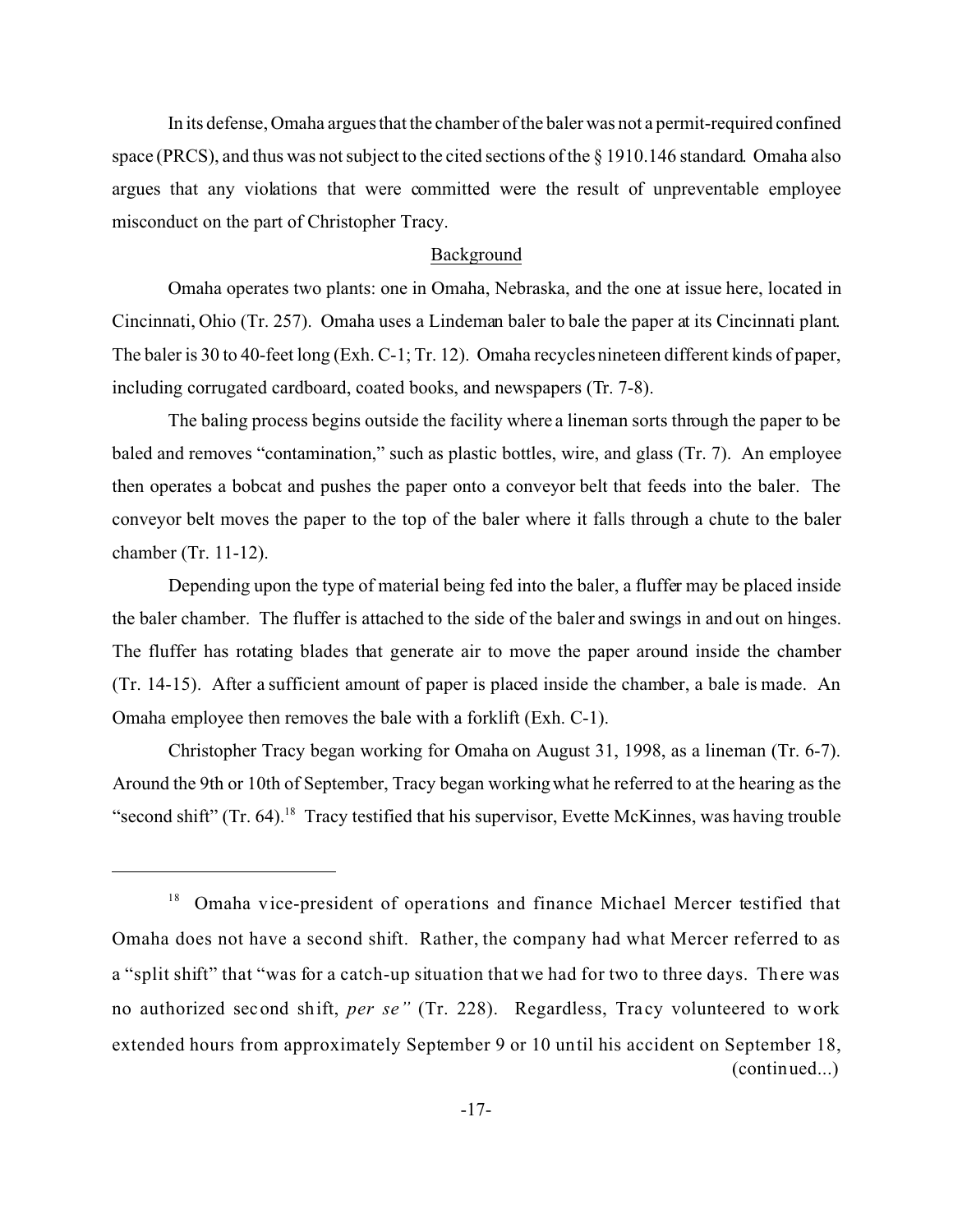In its defense, Omaha argues that the chamber of the baler was not a permit-required confined space (PRCS), and thus was not subject to the cited sections of the § 1910.146 standard. Omaha also argues that any violations that were committed were the result of unpreventable employee misconduct on the part of Christopher Tracy.

## Background

Omaha operates two plants: one in Omaha, Nebraska, and the one at issue here, located in Cincinnati, Ohio (Tr. 257). Omaha uses a Lindeman baler to bale the paper at its Cincinnati plant. The baler is 30 to 40-feet long (Exh. C-1; Tr. 12). Omaha recycles nineteen different kinds of paper, including corrugated cardboard, coated books, and newspapers (Tr. 7-8).

The baling process begins outside the facility where a lineman sorts through the paper to be baled and removes "contamination," such as plastic bottles, wire, and glass (Tr. 7). An employee then operates a bobcat and pushes the paper onto a conveyor belt that feeds into the baler. The conveyor belt moves the paper to the top of the baler where it falls through a chute to the baler chamber (Tr. 11-12).

Depending upon the type of material being fed into the baler, a fluffer may be placed inside the baler chamber. The fluffer is attached to the side of the baler and swings in and out on hinges. The fluffer has rotating blades that generate air to move the paper around inside the chamber (Tr. 14-15). After a sufficient amount of paper is placed inside the chamber, a bale is made. An Omaha employee then removes the bale with a forklift (Exh. C-1).

Christopher Tracy began working for Omaha on August 31, 1998, as a lineman (Tr. 6-7). Around the 9th or 10th of September, Tracy began working what he referred to at the hearing as the "second shift" (Tr. 64).[18] Tracy testified that his supervisor, Evette McKinnes, was having trouble

---

[18] Omaha vice-president of operations and finance Michael Mercer testified that Omaha does not have a second shift. Rather, the company had what Mercer referred to as a "split shift" that "was for a catch-up situation that we had for two to three days. There was no authorized second shift, *per se"* (Tr. 228). Regardless, Tracy volunteered to work extended hours from approximately September 9 or 10 until his accident on September 18, (continued...)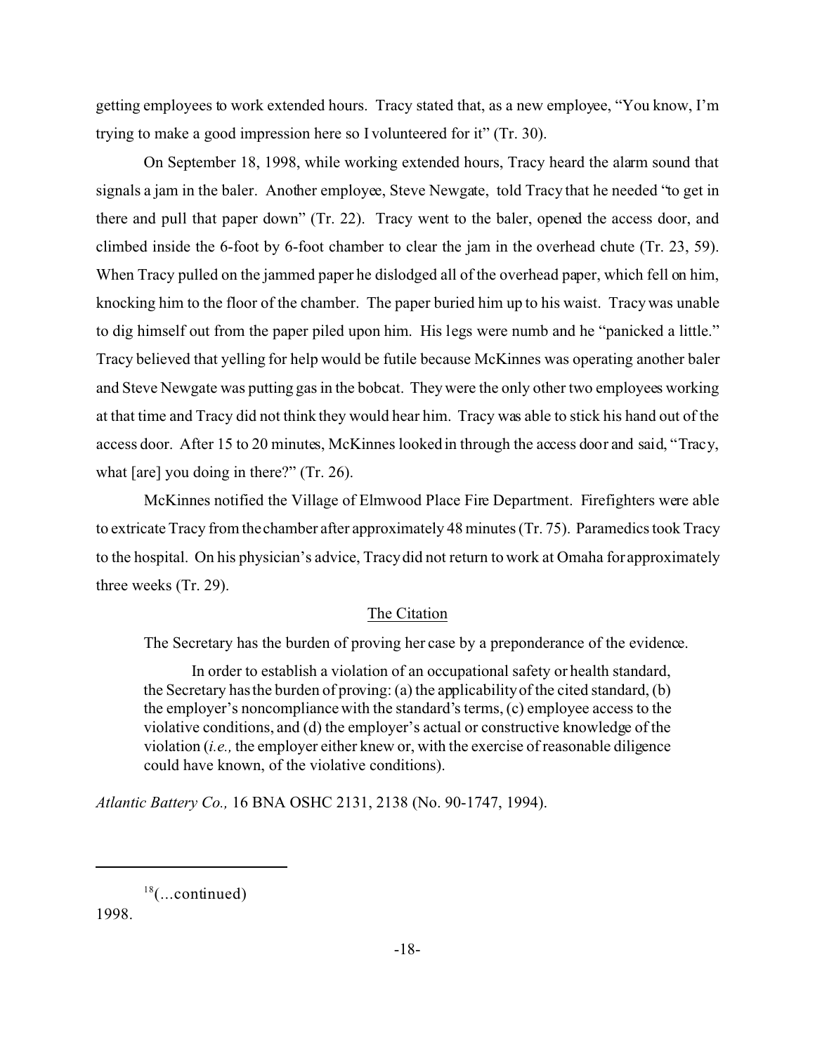getting employees to work extended hours. Tracy stated that, as a new employee, "You know, I'm trying to make a good impression here so I volunteered for it" (Tr. 30).

On September 18, 1998, while working extended hours, Tracy heard the alarm sound that signals a jam in the baler. Another employee, Steve Newgate, told Tracy that he needed "to get in there and pull that paper down" (Tr. 22). Tracy went to the baler, opened the access door, and climbed inside the 6-foot by 6-foot chamber to clear the jam in the overhead chute (Tr. 23, 59). When Tracy pulled on the jammed paper he dislodged all of the overhead paper, which fell on him, knocking him to the floor of the chamber. The paper buried him up to his waist. Tracy was unable to dig himself out from the paper piled upon him. His legs were numb and he "panicked a little." Tracy believed that yelling for help would be futile because McKinnes was operating another baler and Steve Newgate was putting gas in the bobcat. They were the only other two employees working at that time and Tracy did not think they would hear him. Tracy was able to stick his hand out of the access door. After 15 to 20 minutes, McKinnes looked in through the access door and said, "Tracy, what [are] you doing in there?" (Tr. 26).

McKinnes notified the Village of Elmwood Place Fire Department. Firefighters were able to extricate Tracy from the chamber after approximately 48 minutes (Tr. 75). Paramedics took Tracy to the hospital. On his physician's advice, Tracy did not return to work at Omaha for approximately three weeks (Tr. 29).

## The Citation

The Secretary has the burden of proving her case by a preponderance of the evidence.

> In order to establish a violation of an occupational safety or health standard, the Secretary has the burden of proving: (a) the applicability of the cited standard, (b) the employer's noncompliance with the standard's terms, (c) employee access to the violative conditions, and (d) the employer's actual or constructive knowledge of the violation (*i.e.,* the employer either knew or, with the exercise of reasonable diligence could have known, of the violative conditions).

*Atlantic Battery Co.,* 16 BNA OSHC 2131, 2138 (No. 90-1747, 1994).

---

[18](...continued)
1998.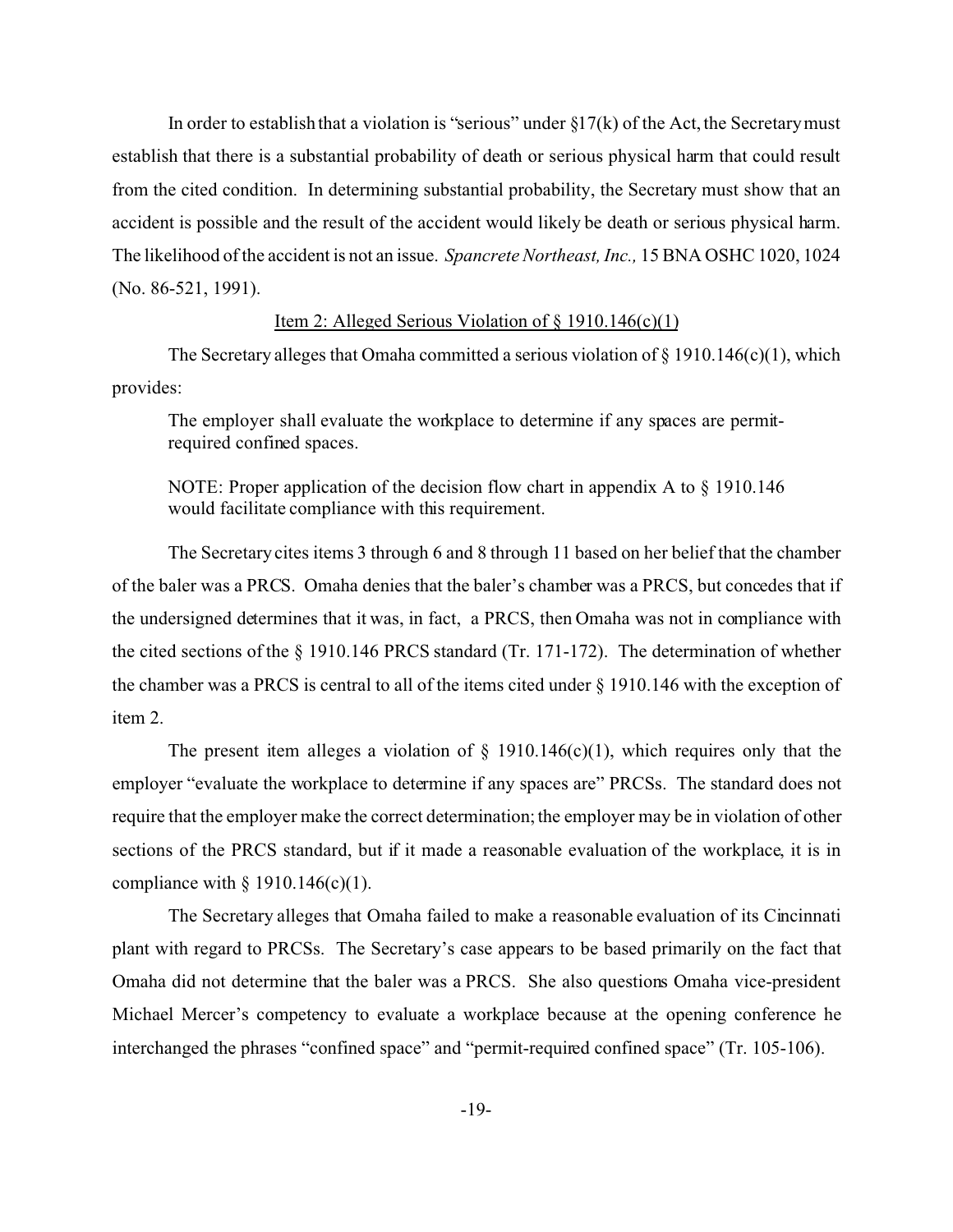In order to establish that a violation is "serious" under §17(k) of the Act, the Secretary must establish that there is a substantial probability of death or serious physical harm that could result from the cited condition. In determining substantial probability, the Secretary must show that an accident is possible and the result of the accident would likely be death or serious physical harm. The likelihood of the accident is not an issue. *Spancrete Northeast, Inc.,* 15 BNA OSHC 1020, 1024 (No. 86-521, 1991).

<u>Item 2: Alleged Serious Violation of § 1910.146(c)(1)</u>

The Secretary alleges that Omaha committed a serious violation of § 1910.146(c)(1), which provides:

> The employer shall evaluate the workplace to determine if any spaces are permit-required confined spaces.
>
> NOTE: Proper application of the decision flow chart in appendix A to § 1910.146 would facilitate compliance with this requirement.

The Secretary cites items 3 through 6 and 8 through 11 based on her belief that the chamber of the baler was a PRCS. Omaha denies that the baler's chamber was a PRCS, but concedes that if the undersigned determines that it was, in fact, a PRCS, then Omaha was not in compliance with the cited sections of the § 1910.146 PRCS standard (Tr. 171-172). The determination of whether the chamber was a PRCS is central to all of the items cited under § 1910.146 with the exception of item 2.

The present item alleges a violation of § 1910.146(c)(1), which requires only that the employer "evaluate the workplace to determine if any spaces are" PRCSs. The standard does not require that the employer make the correct determination; the employer may be in violation of other sections of the PRCS standard, but if it made a reasonable evaluation of the workplace, it is in compliance with § 1910.146(c)(1).

The Secretary alleges that Omaha failed to make a reasonable evaluation of its Cincinnati plant with regard to PRCSs. The Secretary's case appears to be based primarily on the fact that Omaha did not determine that the baler was a PRCS. She also questions Omaha vice-president Michael Mercer's competency to evaluate a workplace because at the opening conference he interchanged the phrases "confined space" and "permit-required confined space" (Tr. 105-106).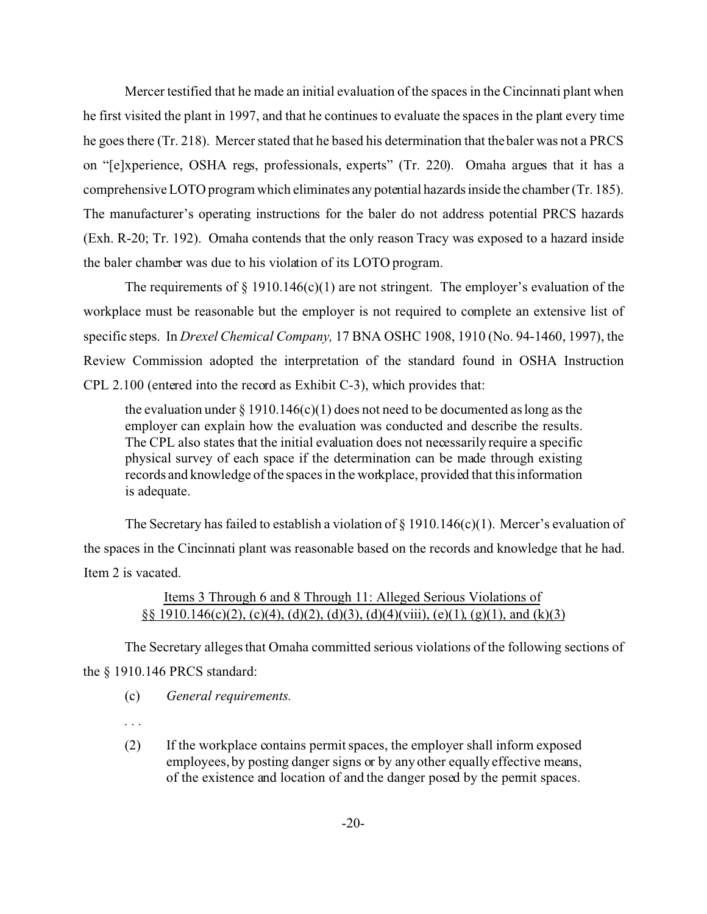Mercer testified that he made an initial evaluation of the spaces in the Cincinnati plant when he first visited the plant in 1997, and that he continues to evaluate the spaces in the plant every time he goes there (Tr. 218). Mercer stated that he based his determination that the baler was not a PRCS on "[e]xperience, OSHA regs, professionals, experts" (Tr. 220). Omaha argues that it has a comprehensive LOTO program which eliminates any potential hazards inside the chamber (Tr. 185). The manufacturer's operating instructions for the baler do not address potential PRCS hazards (Exh. R-20; Tr. 192). Omaha contends that the only reason Tracy was exposed to a hazard inside the baler chamber was due to his violation of its LOTO program.

The requirements of § 1910.146(c)(1) are not stringent. The employer's evaluation of the workplace must be reasonable but the employer is not required to complete an extensive list of specific steps. In *Drexel Chemical Company,* 17 BNA OSHC 1908, 1910 (No. 94-1460, 1997), the Review Commission adopted the interpretation of the standard found in OSHA Instruction CPL 2.100 (entered into the record as Exhibit C-3), which provides that:

> the evaluation under § 1910.146(c)(1) does not need to be documented as long as the employer can explain how the evaluation was conducted and describe the results. The CPL also states that the initial evaluation does not necessarily require a specific physical survey of each space if the determination can be made through existing records and knowledge of the spaces in the workplace, provided that this information is adequate.

The Secretary has failed to establish a violation of § 1910.146(c)(1). Mercer's evaluation of the spaces in the Cincinnati plant was reasonable based on the records and knowledge that he had. Item 2 is vacated.

## Items 3 Through 6 and 8 Through 11: Alleged Serious Violations of §§ 1910.146(c)(2), (c)(4), (d)(2), (d)(3), (d)(4)(viii), (e)(1), (g)(1), and (k)(3)

The Secretary alleges that Omaha committed serious violations of the following sections of the § 1910.146 PRCS standard:

(c) *General requirements.*

. . .

(2) If the workplace contains permit spaces, the employer shall inform exposed employees, by posting danger signs or by any other equally effective means, of the existence and location of and the danger posed by the permit spaces.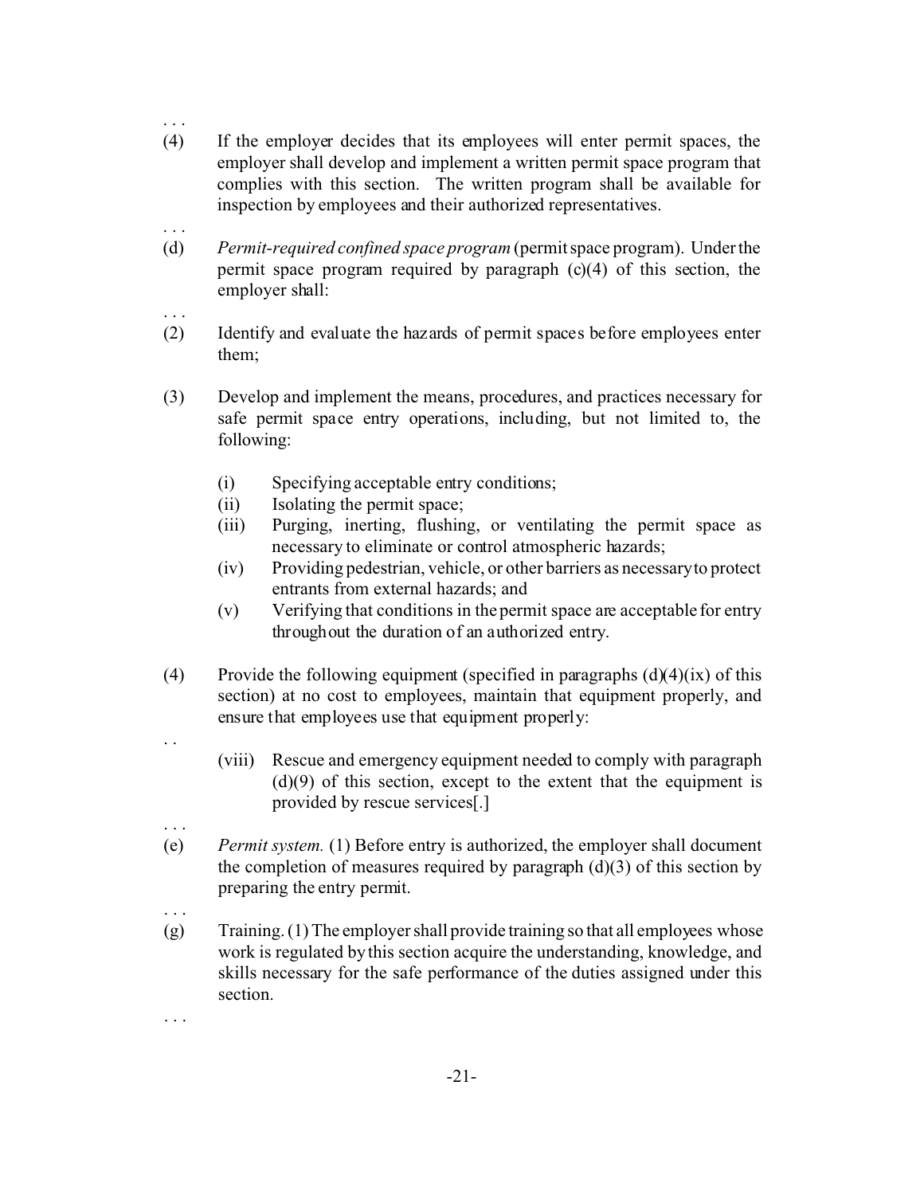. . .

(4) If the employer decides that its employees will enter permit spaces, the employer shall develop and implement a written permit space program that complies with this section. The written program shall be available for inspection by employees and their authorized representatives.

. . .

(d) *Permit-required confined space program* (permit space program). Under the permit space program required by paragraph (c)(4) of this section, the employer shall:

. . .

(2) Identify and evaluate the hazards of permit spaces before employees enter them;

(3) Develop and implement the means, procedures, and practices necessary for safe permit space entry operations, including, but not limited to, the following:

   (i) Specifying acceptable entry conditions;
   (ii) Isolating the permit space;
   (iii) Purging, inerting, flushing, or ventilating the permit space as necessary to eliminate or control atmospheric hazards;
   (iv) Providing pedestrian, vehicle, or other barriers as necessary to protect entrants from external hazards; and
   (v) Verifying that conditions in the permit space are acceptable for entry throughout the duration of an authorized entry.

(4) Provide the following equipment (specified in paragraphs (d)(4)(ix) of this section) at no cost to employees, maintain that equipment properly, and ensure that employees use that equipment properly:

. .

   (viii) Rescue and emergency equipment needed to comply with paragraph (d)(9) of this section, except to the extent that the equipment is provided by rescue services[.]

. . .

(e) *Permit system.* (1) Before entry is authorized, the employer shall document the completion of measures required by paragraph (d)(3) of this section by preparing the entry permit.

. . .

(g) Training. (1) The employer shall provide training so that all employees whose work is regulated by this section acquire the understanding, knowledge, and skills necessary for the safe performance of the duties assigned under this section.

. . .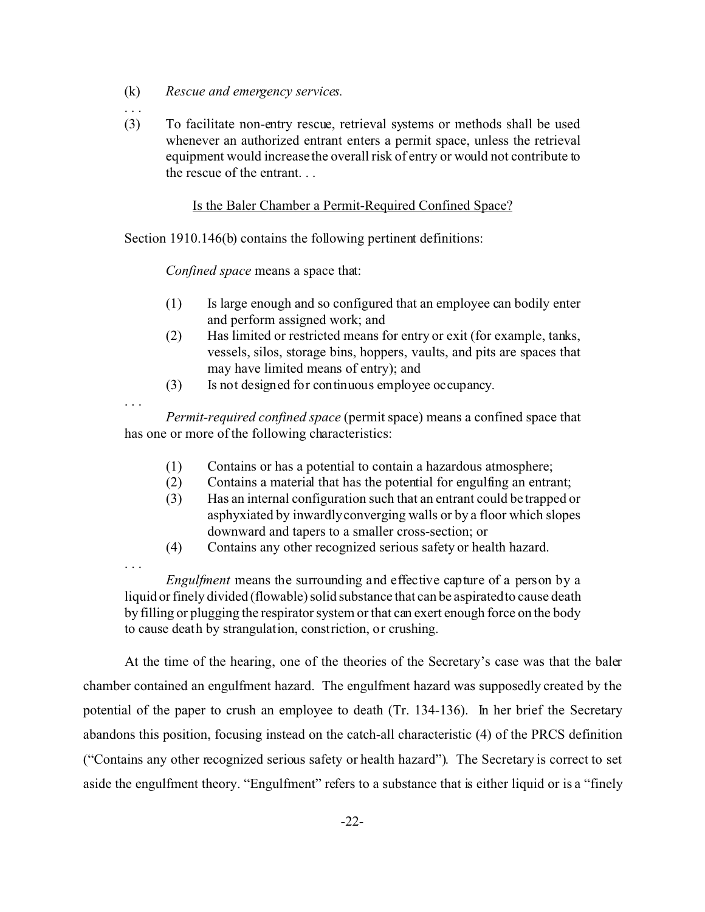(k) *Rescue and emergency services.*

. . .

(3) To facilitate non-entry rescue, retrieval systems or methods shall be used whenever an authorized entrant enters a permit space, unless the retrieval equipment would increase the overall risk of entry or would not contribute to the rescue of the entrant. . .

Is the Baler Chamber a Permit-Required Confined Space?

Section 1910.146(b) contains the following pertinent definitions:

*Confined space* means a space that:

(1) Is large enough and so configured that an employee can bodily enter and perform assigned work; and
(2) Has limited or restricted means for entry or exit (for example, tanks, vessels, silos, storage bins, hoppers, vaults, and pits are spaces that may have limited means of entry); and
(3) Is not designed for continuous employee occupancy.

. . .

*Permit-required confined space* (permit space) means a confined space that has one or more of the following characteristics:

(1) Contains or has a potential to contain a hazardous atmosphere;
(2) Contains a material that has the potential for engulfing an entrant;
(3) Has an internal configuration such that an entrant could be trapped or asphyxiated by inwardly converging walls or by a floor which slopes downward and tapers to a smaller cross-section; or
(4) Contains any other recognized serious safety or health hazard.

. . .

*Engulfment* means the surrounding and effective capture of a person by a liquid or finely divided (flowable) solid substance that can be aspirated to cause death by filling or plugging the respirator system or that can exert enough force on the body to cause death by strangulation, constriction, or crushing.

At the time of the hearing, one of the theories of the Secretary's case was that the baler chamber contained an engulfment hazard. The engulfment hazard was supposedly created by the potential of the paper to crush an employee to death (Tr. 134-136). In her brief the Secretary abandons this position, focusing instead on the catch-all characteristic (4) of the PRCS definition ("Contains any other recognized serious safety or health hazard"). The Secretary is correct to set aside the engulfment theory. "Engulfment" refers to a substance that is either liquid or is a "finely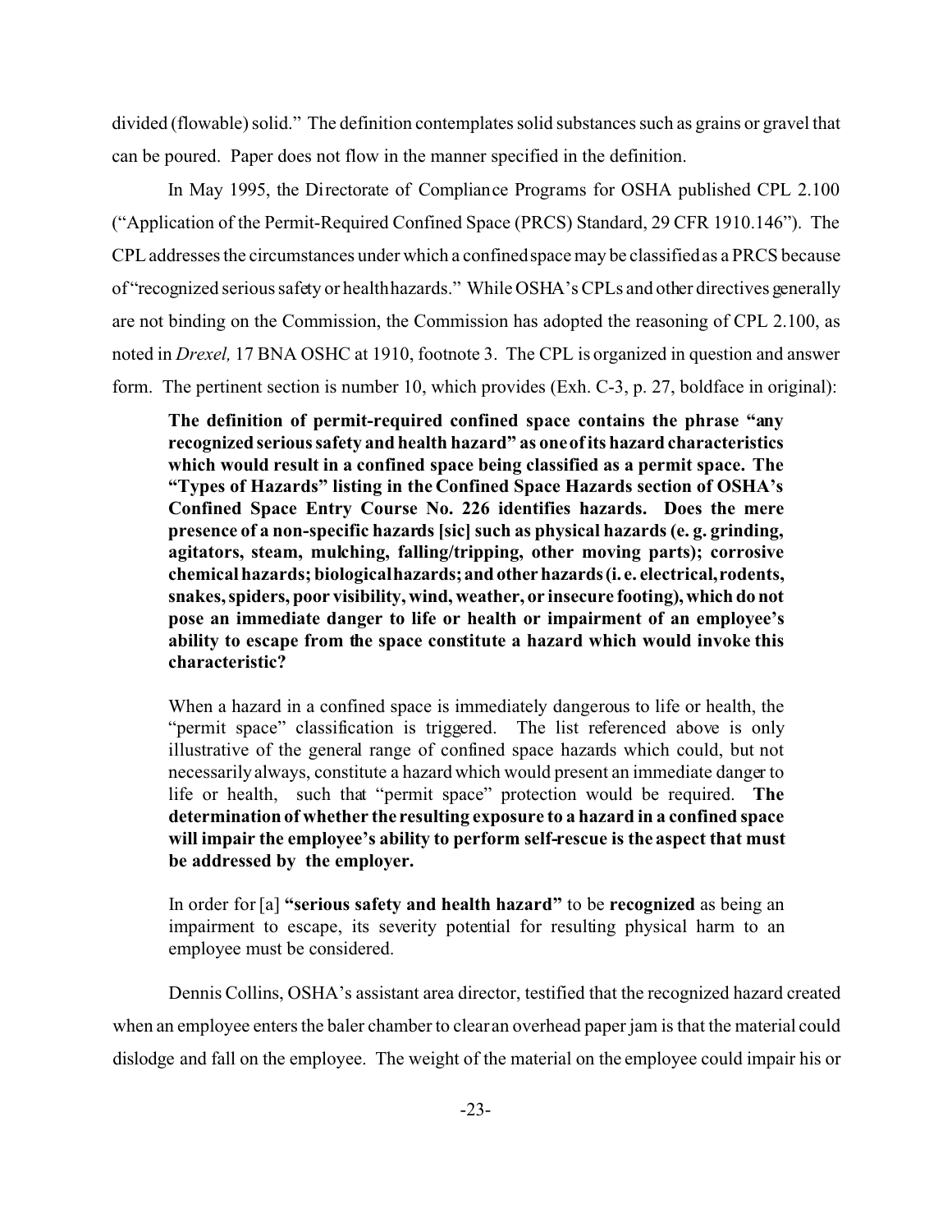divided (flowable) solid." The definition contemplates solid substances such as grains or gravel that can be poured. Paper does not flow in the manner specified in the definition.

In May 1995, the Directorate of Compliance Programs for OSHA published CPL 2.100 ("Application of the Permit-Required Confined Space (PRCS) Standard, 29 CFR 1910.146"). The CPL addresses the circumstances under which a confined space may be classified as a PRCS because of "recognized serious safety or health hazards." While OSHA's CPLs and other directives generally are not binding on the Commission, the Commission has adopted the reasoning of CPL 2.100, as noted in *Drexel,* 17 BNA OSHC at 1910, footnote 3. The CPL is organized in question and answer form. The pertinent section is number 10, which provides (Exh. C-3, p. 27, boldface in original):

> **The definition of permit-required confined space contains the phrase "any recognized serious safety and health hazard" as one of its hazard characteristics which would result in a confined space being classified as a permit space. The "Types of Hazards" listing in the Confined Space Hazards section of OSHA's Confined Space Entry Course No. 226 identifies hazards. Does the mere presence of a non-specific hazards [sic] such as physical hazards (e. g. grinding, agitators, steam, mulching, falling/tripping, other moving parts); corrosive chemical hazards; biological hazards; and other hazards (i. e. electrical, rodents, snakes, spiders, poor visibility, wind, weather, or insecure footing), which do not pose an immediate danger to life or health or impairment of an employee's ability to escape from the space constitute a hazard which would invoke this characteristic?**
>
> When a hazard in a confined space is immediately dangerous to life or health, the "permit space" classification is triggered. The list referenced above is only illustrative of the general range of confined space hazards which could, but not necessarily always, constitute a hazard which would present an immediate danger to life or health, such that "permit space" protection would be required. **The determination of whether the resulting exposure to a hazard in a confined space will impair the employee's ability to perform self-rescue is the aspect that must be addressed by the employer.**
>
> In order for [a] **"serious safety and health hazard"** to be **recognized** as being an impairment to escape, its severity potential for resulting physical harm to an employee must be considered.

Dennis Collins, OSHA's assistant area director, testified that the recognized hazard created when an employee enters the baler chamber to clear an overhead paper jam is that the material could dislodge and fall on the employee. The weight of the material on the employee could impair his or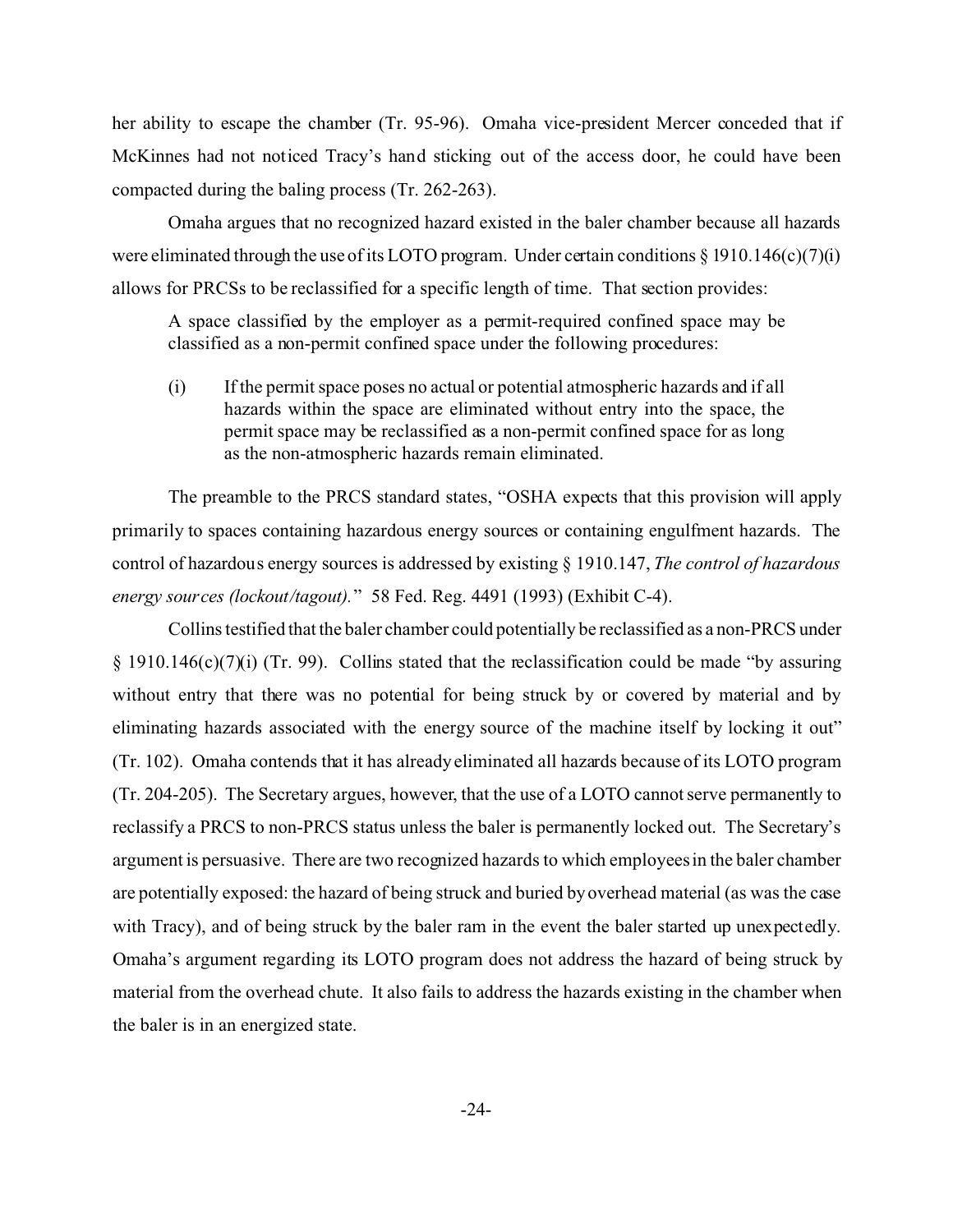her ability to escape the chamber (Tr. 95-96). Omaha vice-president Mercer conceded that if McKinnes had not noticed Tracy's hand sticking out of the access door, he could have been compacted during the baling process (Tr. 262-263).

Omaha argues that no recognized hazard existed in the baler chamber because all hazards were eliminated through the use of its LOTO program. Under certain conditions § 1910.146(c)(7)(i) allows for PRCSs to be reclassified for a specific length of time. That section provides:

> A space classified by the employer as a permit-required confined space may be classified as a non-permit confined space under the following procedures:
>
> (i) If the permit space poses no actual or potential atmospheric hazards and if all hazards within the space are eliminated without entry into the space, the permit space may be reclassified as a non-permit confined space for as long as the non-atmospheric hazards remain eliminated.

The preamble to the PRCS standard states, "OSHA expects that this provision will apply primarily to spaces containing hazardous energy sources or containing engulfment hazards. The control of hazardous energy sources is addressed by existing § 1910.147, *The control of hazardous energy sources (lockout/tagout).*" 58 Fed. Reg. 4491 (1993) (Exhibit C-4).

Collins testified that the baler chamber could potentially be reclassified as a non-PRCS under § 1910.146(c)(7)(i) (Tr. 99). Collins stated that the reclassification could be made "by assuring without entry that there was no potential for being struck by or covered by material and by eliminating hazards associated with the energy source of the machine itself by locking it out" (Tr. 102). Omaha contends that it has already eliminated all hazards because of its LOTO program (Tr. 204-205). The Secretary argues, however, that the use of a LOTO cannot serve permanently to reclassify a PRCS to non-PRCS status unless the baler is permanently locked out. The Secretary's argument is persuasive. There are two recognized hazards to which employees in the baler chamber are potentially exposed: the hazard of being struck and buried by overhead material (as was the case with Tracy), and of being struck by the baler ram in the event the baler started up unexpectedly. Omaha's argument regarding its LOTO program does not address the hazard of being struck by material from the overhead chute. It also fails to address the hazards existing in the chamber when the baler is in an energized state.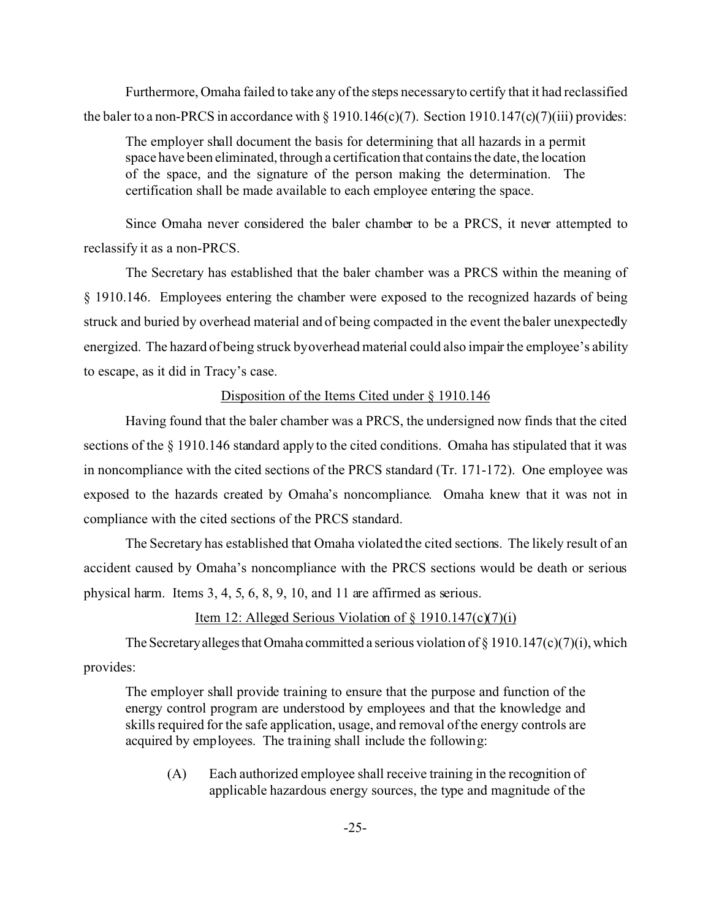Furthermore, Omaha failed to take any of the steps necessary to certify that it had reclassified the baler to a non-PRCS in accordance with § 1910.146(c)(7). Section 1910.147(c)(7)(iii) provides:

> The employer shall document the basis for determining that all hazards in a permit space have been eliminated, through a certification that contains the date, the location of the space, and the signature of the person making the determination. The certification shall be made available to each employee entering the space.

Since Omaha never considered the baler chamber to be a PRCS, it never attempted to reclassify it as a non-PRCS.

The Secretary has established that the baler chamber was a PRCS within the meaning of § 1910.146. Employees entering the chamber were exposed to the recognized hazards of being struck and buried by overhead material and of being compacted in the event the baler unexpectedly energized. The hazard of being struck by overhead material could also impair the employee's ability to escape, as it did in Tracy's case.

<u>Disposition of the Items Cited under § 1910.146</u>

Having found that the baler chamber was a PRCS, the undersigned now finds that the cited sections of the § 1910.146 standard apply to the cited conditions. Omaha has stipulated that it was in noncompliance with the cited sections of the PRCS standard (Tr. 171-172). One employee was exposed to the hazards created by Omaha's noncompliance. Omaha knew that it was not in compliance with the cited sections of the PRCS standard.

The Secretary has established that Omaha violated the cited sections. The likely result of an accident caused by Omaha's noncompliance with the PRCS sections would be death or serious physical harm. Items 3, 4, 5, 6, 8, 9, 10, and 11 are affirmed as serious.

<u>Item 12: Alleged Serious Violation of § 1910.147(c)(7)(i)</u>

The Secretary alleges that Omaha committed a serious violation of § 1910.147(c)(7)(i), which provides:

> The employer shall provide training to ensure that the purpose and function of the energy control program are understood by employees and that the knowledge and skills required for the safe application, usage, and removal of the energy controls are acquired by employees. The training shall include the following:
>
> (A) Each authorized employee shall receive training in the recognition of applicable hazardous energy sources, the type and magnitude of the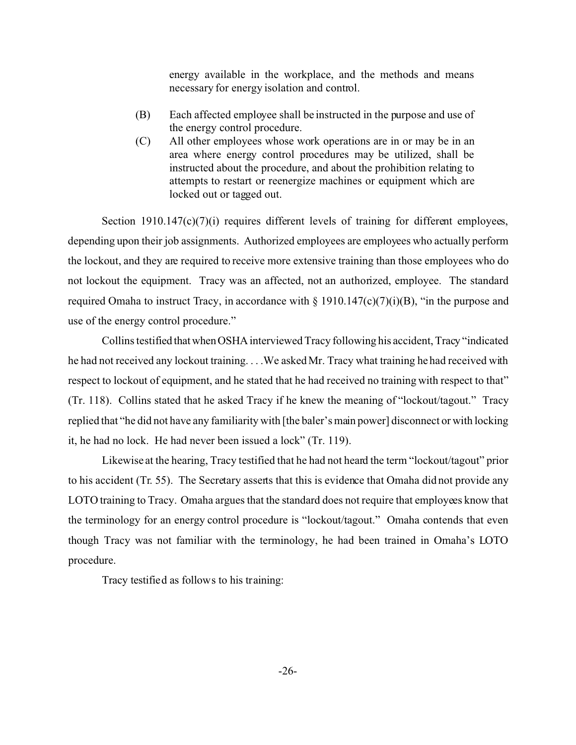> energy available in the workplace, and the methods and means necessary for energy isolation and control.
>
> (B) Each affected employee shall be instructed in the purpose and use of the energy control procedure.
>
> (C) All other employees whose work operations are in or may be in an area where energy control procedures may be utilized, shall be instructed about the procedure, and about the prohibition relating to attempts to restart or reenergize machines or equipment which are locked out or tagged out.

Section 1910.147(c)(7)(i) requires different levels of training for different employees, depending upon their job assignments. Authorized employees are employees who actually perform the lockout, and they are required to receive more extensive training than those employees who do not lockout the equipment. Tracy was an affected, not an authorized, employee. The standard required Omaha to instruct Tracy, in accordance with § 1910.147(c)(7)(i)(B), "in the purpose and use of the energy control procedure."

Collins testified that when OSHA interviewed Tracy following his accident, Tracy "indicated he had not received any lockout training. . . .We asked Mr. Tracy what training he had received with respect to lockout of equipment, and he stated that he had received no training with respect to that" (Tr. 118). Collins stated that he asked Tracy if he knew the meaning of "lockout/tagout." Tracy replied that "he did not have any familiarity with [the baler's main power] disconnect or with locking it, he had no lock. He had never been issued a lock" (Tr. 119).

Likewise at the hearing, Tracy testified that he had not heard the term "lockout/tagout" prior to his accident (Tr. 55). The Secretary asserts that this is evidence that Omaha did not provide any LOTO training to Tracy. Omaha argues that the standard does not require that employees know that the terminology for an energy control procedure is "lockout/tagout." Omaha contends that even though Tracy was not familiar with the terminology, he had been trained in Omaha's LOTO procedure.

Tracy testified as follows to his training: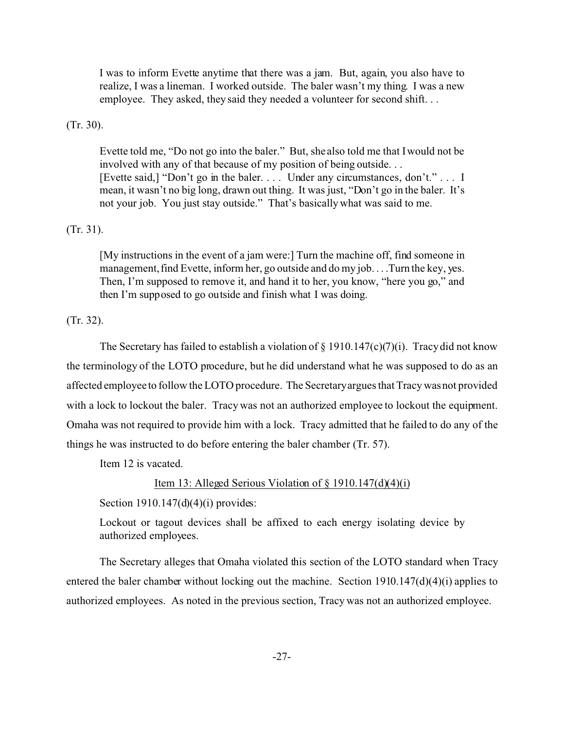> I was to inform Evette anytime that there was a jam. But, again, you also have to realize, I was a lineman. I worked outside. The baler wasn't my thing. I was a new employee. They asked, they said they needed a volunteer for second shift. . .

(Tr. 30).

> Evette told me, "Do not go into the baler." But, she also told me that I would not be involved with any of that because of my position of being outside. . .
> [Evette said,] "Don't go in the baler. . . . Under any circumstances, don't." . . . I mean, it wasn't no big long, drawn out thing. It was just, "Don't go in the baler. It's not your job. You just stay outside." That's basically what was said to me.

(Tr. 31).

> [My instructions in the event of a jam were:] Turn the machine off, find someone in management, find Evette, inform her, go outside and do my job. . . .Turn the key, yes. Then, I'm supposed to remove it, and hand it to her, you know, "here you go," and then I'm supposed to go outside and finish what I was doing.

(Tr. 32).

The Secretary has failed to establish a violation of § 1910.147(c)(7)(i). Tracy did not know the terminology of the LOTO procedure, but he did understand what he was supposed to do as an affected employee to follow the LOTO procedure. The Secretary argues that Tracy was not provided with a lock to lockout the baler. Tracy was not an authorized employee to lockout the equipment. Omaha was not required to provide him with a lock. Tracy admitted that he failed to do any of the things he was instructed to do before entering the baler chamber (Tr. 57).

Item 12 is vacated.

<u>Item 13: Alleged Serious Violation of § 1910.147(d)(4)(i)</u>

Section 1910.147(d)(4)(i) provides:

> Lockout or tagout devices shall be affixed to each energy isolating device by authorized employees.

The Secretary alleges that Omaha violated this section of the LOTO standard when Tracy entered the baler chamber without locking out the machine. Section 1910.147(d)(4)(i) applies to authorized employees. As noted in the previous section, Tracy was not an authorized employee.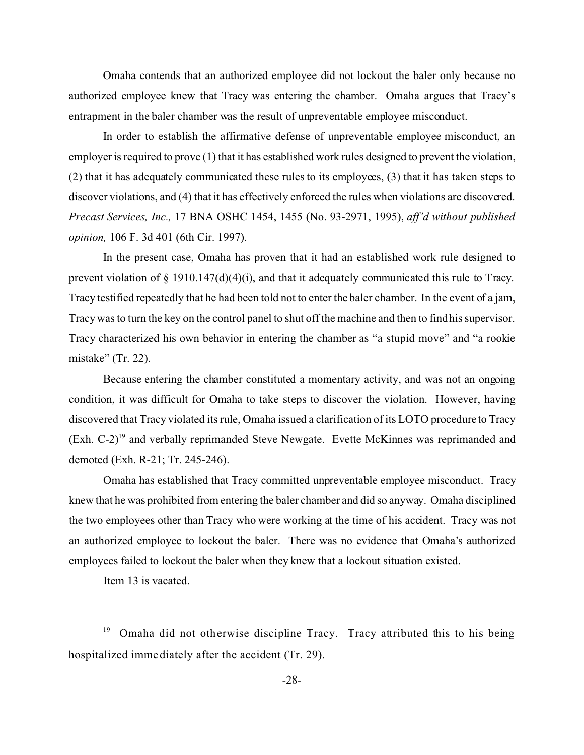Omaha contends that an authorized employee did not lockout the baler only because no authorized employee knew that Tracy was entering the chamber. Omaha argues that Tracy's entrapment in the baler chamber was the result of unpreventable employee misconduct.

In order to establish the affirmative defense of unpreventable employee misconduct, an employer is required to prove (1) that it has established work rules designed to prevent the violation, (2) that it has adequately communicated these rules to its employees, (3) that it has taken steps to discover violations, and (4) that it has effectively enforced the rules when violations are discovered. *Precast Services, Inc.,* 17 BNA OSHC 1454, 1455 (No. 93-2971, 1995), *aff'd without published opinion,* 106 F. 3d 401 (6th Cir. 1997).

In the present case, Omaha has proven that it had an established work rule designed to prevent violation of § 1910.147(d)(4)(i), and that it adequately communicated this rule to Tracy. Tracy testified repeatedly that he had been told not to enter the baler chamber. In the event of a jam, Tracy was to turn the key on the control panel to shut off the machine and then to find his supervisor. Tracy characterized his own behavior in entering the chamber as "a stupid move" and "a rookie mistake" (Tr. 22).

Because entering the chamber constituted a momentary activity, and was not an ongoing condition, it was difficult for Omaha to take steps to discover the violation. However, having discovered that Tracy violated its rule, Omaha issued a clarification of its LOTO procedure to Tracy (Exh. C-2)[19] and verbally reprimanded Steve Newgate. Evette McKinnes was reprimanded and demoted (Exh. R-21; Tr. 245-246).

Omaha has established that Tracy committed unpreventable employee misconduct. Tracy knew that he was prohibited from entering the baler chamber and did so anyway. Omaha disciplined the two employees other than Tracy who were working at the time of his accident. Tracy was not an authorized employee to lockout the baler. There was no evidence that Omaha's authorized employees failed to lockout the baler when they knew that a lockout situation existed.

Item 13 is vacated.

---

[19] Omaha did not otherwise discipline Tracy. Tracy attributed this to his being hospitalized immediately after the accident (Tr. 29).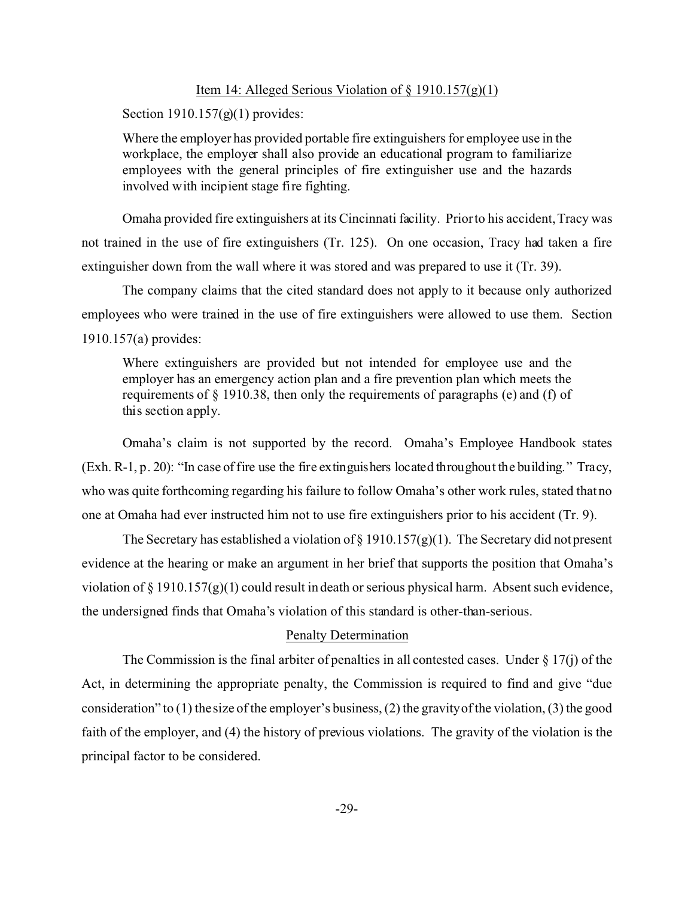Item 14: Alleged Serious Violation of § 1910.157(g)(1)

Section 1910.157(g)(1) provides:

> Where the employer has provided portable fire extinguishers for employee use in the workplace, the employer shall also provide an educational program to familiarize employees with the general principles of fire extinguisher use and the hazards involved with incipient stage fire fighting.

Omaha provided fire extinguishers at its Cincinnati facility. Prior to his accident, Tracy was not trained in the use of fire extinguishers (Tr. 125). On one occasion, Tracy had taken a fire extinguisher down from the wall where it was stored and was prepared to use it (Tr. 39).

The company claims that the cited standard does not apply to it because only authorized employees who were trained in the use of fire extinguishers were allowed to use them. Section 1910.157(a) provides:

> Where extinguishers are provided but not intended for employee use and the employer has an emergency action plan and a fire prevention plan which meets the requirements of § 1910.38, then only the requirements of paragraphs (e) and (f) of this section apply.

Omaha's claim is not supported by the record. Omaha's Employee Handbook states (Exh. R-1, p. 20): "In case of fire use the fire extinguishers located throughout the building." Tracy, who was quite forthcoming regarding his failure to follow Omaha's other work rules, stated that no one at Omaha had ever instructed him not to use fire extinguishers prior to his accident (Tr. 9).

The Secretary has established a violation of § 1910.157(g)(1). The Secretary did not present evidence at the hearing or make an argument in her brief that supports the position that Omaha's violation of § 1910.157(g)(1) could result in death or serious physical harm. Absent such evidence, the undersigned finds that Omaha's violation of this standard is other-than-serious.

Penalty Determination

The Commission is the final arbiter of penalties in all contested cases. Under § 17(j) of the Act, in determining the appropriate penalty, the Commission is required to find and give "due consideration" to (1) the size of the employer's business, (2) the gravity of the violation, (3) the good faith of the employer, and (4) the history of previous violations. The gravity of the violation is the principal factor to be considered.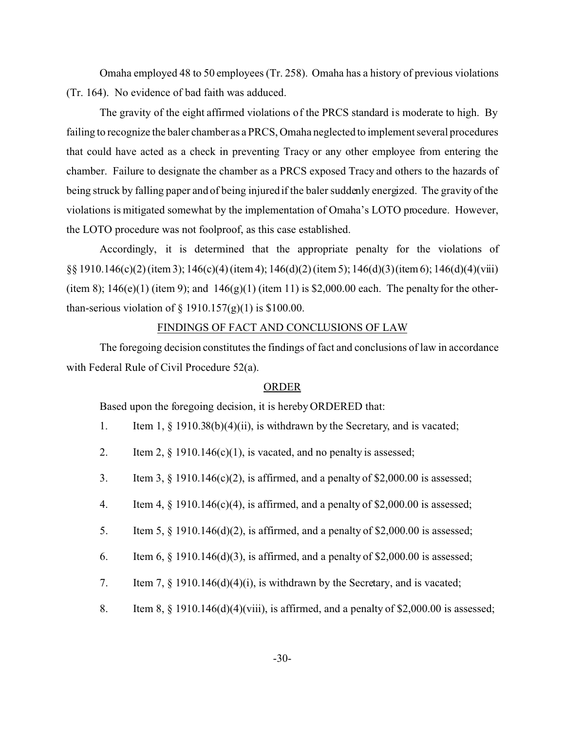Omaha employed 48 to 50 employees (Tr. 258). Omaha has a history of previous violations (Tr. 164). No evidence of bad faith was adduced.

The gravity of the eight affirmed violations of the PRCS standard is moderate to high. By failing to recognize the baler chamber as a PRCS, Omaha neglected to implement several procedures that could have acted as a check in preventing Tracy or any other employee from entering the chamber. Failure to designate the chamber as a PRCS exposed Tracy and others to the hazards of being struck by falling paper and of being injured if the baler suddenly energized. The gravity of the violations is mitigated somewhat by the implementation of Omaha's LOTO procedure. However, the LOTO procedure was not foolproof, as this case established.

Accordingly, it is determined that the appropriate penalty for the violations of §§ 1910.146(c)(2) (item 3); 146(c)(4) (item 4); 146(d)(2) (item 5); 146(d)(3) (item 6); 146(d)(4)(viii) (item 8); 146(e)(1) (item 9); and 146(g)(1) (item 11) is $2,000.00 each. The penalty for the other-than-serious violation of § 1910.157(g)(1) is $100.00.

## FINDINGS OF FACT AND CONCLUSIONS OF LAW

The foregoing decision constitutes the findings of fact and conclusions of law in accordance with Federal Rule of Civil Procedure 52(a).

## ORDER

Based upon the foregoing decision, it is hereby ORDERED that:

1. Item 1, § 1910.38(b)(4)(ii), is withdrawn by the Secretary, and is vacated;
2. Item 2, § 1910.146(c)(1), is vacated, and no penalty is assessed;
3. Item 3, § 1910.146(c)(2), is affirmed, and a penalty of $2,000.00 is assessed;
4. Item 4, § 1910.146(c)(4), is affirmed, and a penalty of $2,000.00 is assessed;
5. Item 5, § 1910.146(d)(2), is affirmed, and a penalty of $2,000.00 is assessed;
6. Item 6, § 1910.146(d)(3), is affirmed, and a penalty of $2,000.00 is assessed;
7. Item 7, § 1910.146(d)(4)(i), is withdrawn by the Secretary, and is vacated;
8. Item 8, § 1910.146(d)(4)(viii), is affirmed, and a penalty of $2,000.00 is assessed;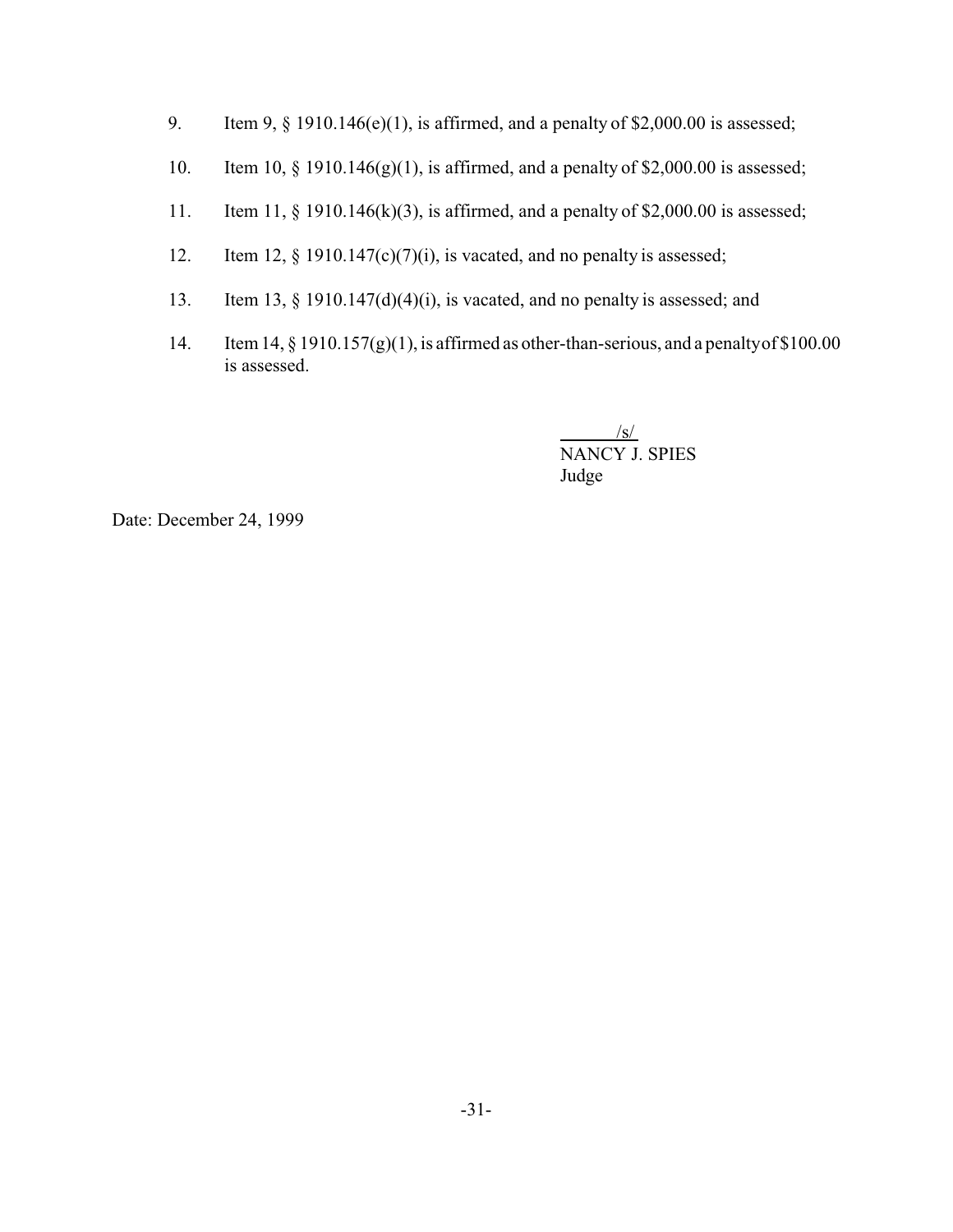9. Item 9, § 1910.146(e)(1), is affirmed, and a penalty of $2,000.00 is assessed;

10. Item 10, § 1910.146(g)(1), is affirmed, and a penalty of $2,000.00 is assessed;

11. Item 11, § 1910.146(k)(3), is affirmed, and a penalty of $2,000.00 is assessed;

12. Item 12, § 1910.147(c)(7)(i), is vacated, and no penalty is assessed;

13. Item 13, § 1910.147(d)(4)(i), is vacated, and no penalty is assessed; and

14. Item 14, § 1910.157(g)(1), is affirmed as other-than-serious, and a penalty of $100.00 is assessed.

/s/
NANCY J. SPIES
Judge

Date: December 24, 1999